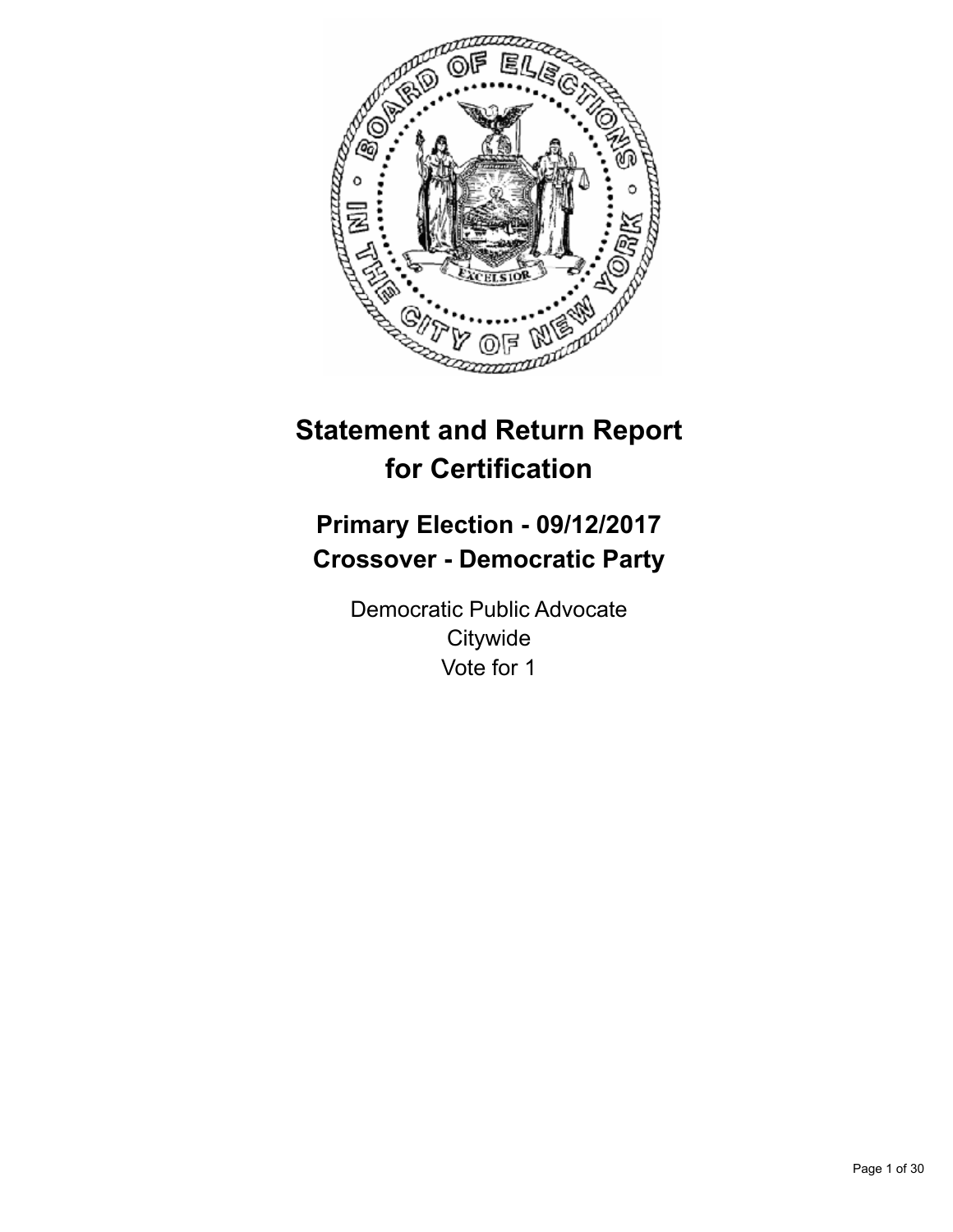# Statement and Return Report for Certification

## Primary Election - 09/12/2017
## Crossover - Democratic Party

Democratic Public Advocate
Citywide
Vote for 1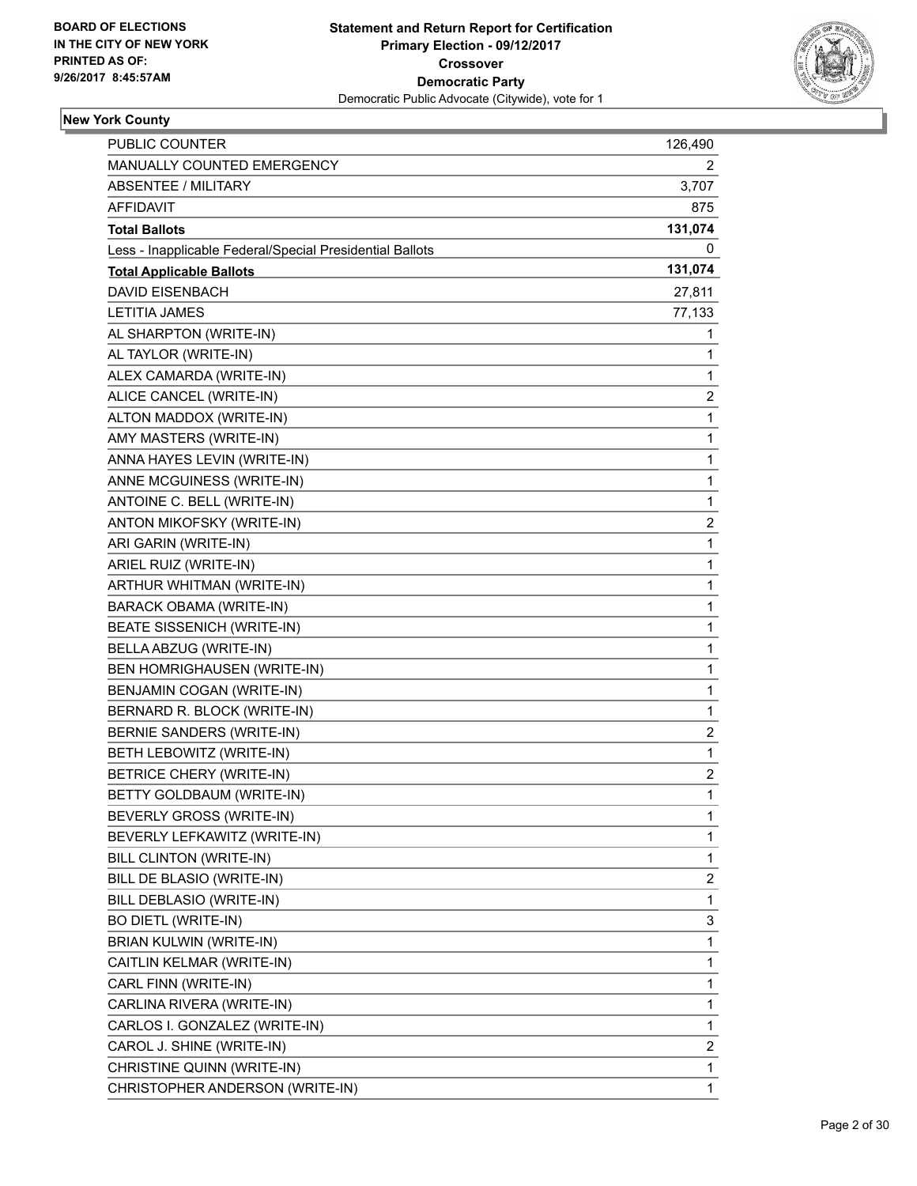BOARD OF ELECTIONS
IN THE CITY OF NEW YORK
PRINTED AS OF:
9/26/2017 8:45:57AM

**Statement and Return Report for Certification**
**Primary Election - 09/12/2017**
**Crossover**
**Democratic Party**
Democratic Public Advocate (Citywide), vote for 1

### New York County

| | |
|---|---|
| PUBLIC COUNTER | 126,490 |
| MANUALLY COUNTED EMERGENCY | 2 |
| ABSENTEE / MILITARY | 3,707 |
| AFFIDAVIT | 875 |
| **Total Ballots** | **131,074** |
| Less - Inapplicable Federal/Special Presidential Ballots | 0 |
| **Total Applicable Ballots** | **131,074** |
| DAVID EISENBACH | 27,811 |
| LETITIA JAMES | 77,133 |
| AL SHARPTON (WRITE-IN) | 1 |
| AL TAYLOR (WRITE-IN) | 1 |
| ALEX CAMARDA (WRITE-IN) | 1 |
| ALICE CANCEL (WRITE-IN) | 2 |
| ALTON MADDOX (WRITE-IN) | 1 |
| AMY MASTERS (WRITE-IN) | 1 |
| ANNA HAYES LEVIN (WRITE-IN) | 1 |
| ANNE MCGUINESS (WRITE-IN) | 1 |
| ANTOINE C. BELL (WRITE-IN) | 1 |
| ANTON MIKOFSKY (WRITE-IN) | 2 |
| ARI GARIN (WRITE-IN) | 1 |
| ARIEL RUIZ (WRITE-IN) | 1 |
| ARTHUR WHITMAN (WRITE-IN) | 1 |
| BARACK OBAMA (WRITE-IN) | 1 |
| BEATE SISSENICH (WRITE-IN) | 1 |
| BELLA ABZUG (WRITE-IN) | 1 |
| BEN HOMRIGHAUSEN (WRITE-IN) | 1 |
| BENJAMIN COGAN (WRITE-IN) | 1 |
| BERNARD R. BLOCK (WRITE-IN) | 1 |
| BERNIE SANDERS (WRITE-IN) | 2 |
| BETH LEBOWITZ (WRITE-IN) | 1 |
| BETRICE CHERY (WRITE-IN) | 2 |
| BETTY GOLDBAUM (WRITE-IN) | 1 |
| BEVERLY GROSS (WRITE-IN) | 1 |
| BEVERLY LEFKAWITZ (WRITE-IN) | 1 |
| BILL CLINTON (WRITE-IN) | 1 |
| BILL DE BLASIO (WRITE-IN) | 2 |
| BILL DEBLASIO (WRITE-IN) | 1 |
| BO DIETL (WRITE-IN) | 3 |
| BRIAN KULWIN (WRITE-IN) | 1 |
| CAITLIN KELMAR (WRITE-IN) | 1 |
| CARL FINN (WRITE-IN) | 1 |
| CARLINA RIVERA (WRITE-IN) | 1 |
| CARLOS I. GONZALEZ (WRITE-IN) | 1 |
| CAROL J. SHINE (WRITE-IN) | 2 |
| CHRISTINE QUINN (WRITE-IN) | 1 |
| CHRISTOPHER ANDERSON (WRITE-IN) | 1 |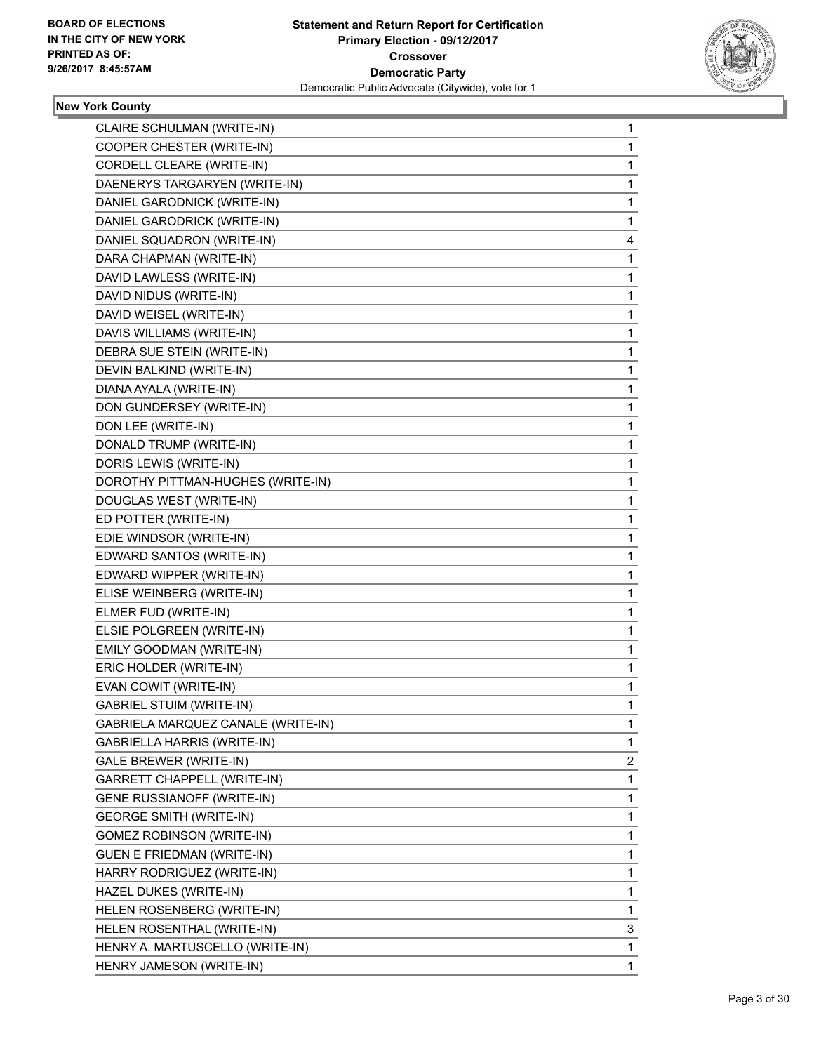**BOARD OF ELECTIONS IN THE CITY OF NEW YORK PRINTED AS OF: 9/26/2017 8:45:57AM**

**Statement and Return Report for Certification**
**Primary Election - 09/12/2017**
**Crossover**
**Democratic Party**
Democratic Public Advocate (Citywide), vote for 1

### New York County

| | |
|---|---|
| CLAIRE SCHULMAN (WRITE-IN) | 1 |
| COOPER CHESTER (WRITE-IN) | 1 |
| CORDELL CLEARE (WRITE-IN) | 1 |
| DAENERYS TARGARYEN (WRITE-IN) | 1 |
| DANIEL GARODNICK (WRITE-IN) | 1 |
| DANIEL GARODRICK (WRITE-IN) | 1 |
| DANIEL SQUADRON (WRITE-IN) | 4 |
| DARA CHAPMAN (WRITE-IN) | 1 |
| DAVID LAWLESS (WRITE-IN) | 1 |
| DAVID NIDUS (WRITE-IN) | 1 |
| DAVID WEISEL (WRITE-IN) | 1 |
| DAVIS WILLIAMS (WRITE-IN) | 1 |
| DEBRA SUE STEIN (WRITE-IN) | 1 |
| DEVIN BALKIND (WRITE-IN) | 1 |
| DIANA AYALA (WRITE-IN) | 1 |
| DON GUNDERSEY (WRITE-IN) | 1 |
| DON LEE (WRITE-IN) | 1 |
| DONALD TRUMP (WRITE-IN) | 1 |
| DORIS LEWIS (WRITE-IN) | 1 |
| DOROTHY PITTMAN-HUGHES (WRITE-IN) | 1 |
| DOUGLAS WEST (WRITE-IN) | 1 |
| ED POTTER (WRITE-IN) | 1 |
| EDIE WINDSOR (WRITE-IN) | 1 |
| EDWARD SANTOS (WRITE-IN) | 1 |
| EDWARD WIPPER (WRITE-IN) | 1 |
| ELISE WEINBERG (WRITE-IN) | 1 |
| ELMER FUD (WRITE-IN) | 1 |
| ELSIE POLGREEN (WRITE-IN) | 1 |
| EMILY GOODMAN (WRITE-IN) | 1 |
| ERIC HOLDER (WRITE-IN) | 1 |
| EVAN COWIT (WRITE-IN) | 1 |
| GABRIEL STUIM (WRITE-IN) | 1 |
| GABRIELA MARQUEZ CANALE (WRITE-IN) | 1 |
| GABRIELLA HARRIS (WRITE-IN) | 1 |
| GALE BREWER (WRITE-IN) | 2 |
| GARRETT CHAPPELL (WRITE-IN) | 1 |
| GENE RUSSIANOFF (WRITE-IN) | 1 |
| GEORGE SMITH (WRITE-IN) | 1 |
| GOMEZ ROBINSON (WRITE-IN) | 1 |
| GUEN E FRIEDMAN (WRITE-IN) | 1 |
| HARRY RODRIGUEZ (WRITE-IN) | 1 |
| HAZEL DUKES (WRITE-IN) | 1 |
| HELEN ROSENBERG (WRITE-IN) | 1 |
| HELEN ROSENTHAL (WRITE-IN) | 3 |
| HENRY A. MARTUSCELLO (WRITE-IN) | 1 |
| HENRY JAMESON (WRITE-IN) | 1 |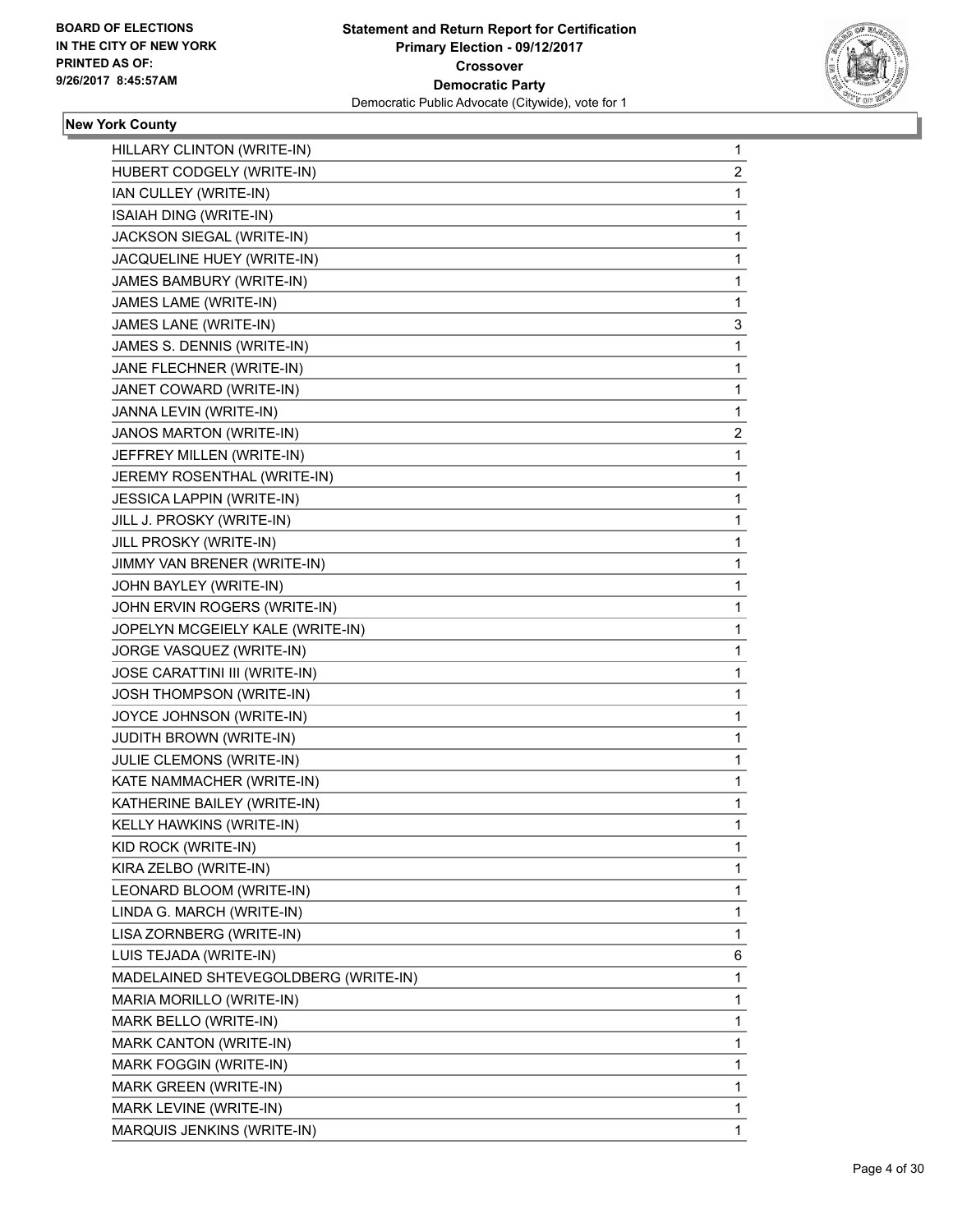**BOARD OF ELECTIONS IN THE CITY OF NEW YORK PRINTED AS OF: 9/26/2017 8:45:57AM**

**Statement and Return Report for Certification**
**Primary Election - 09/12/2017**
**Crossover**
**Democratic Party**
Democratic Public Advocate (Citywide), vote for 1

**New York County**

| | |
|---|---|
| HILLARY CLINTON (WRITE-IN) | 1 |
| HUBERT CODGELY (WRITE-IN) | 2 |
| IAN CULLEY (WRITE-IN) | 1 |
| ISAIAH DING (WRITE-IN) | 1 |
| JACKSON SIEGAL (WRITE-IN) | 1 |
| JACQUELINE HUEY (WRITE-IN) | 1 |
| JAMES BAMBURY (WRITE-IN) | 1 |
| JAMES LAME (WRITE-IN) | 1 |
| JAMES LANE (WRITE-IN) | 3 |
| JAMES S. DENNIS (WRITE-IN) | 1 |
| JANE FLECHNER (WRITE-IN) | 1 |
| JANET COWARD (WRITE-IN) | 1 |
| JANNA LEVIN (WRITE-IN) | 1 |
| JANOS MARTON (WRITE-IN) | 2 |
| JEFFREY MILLEN (WRITE-IN) | 1 |
| JEREMY ROSENTHAL (WRITE-IN) | 1 |
| JESSICA LAPPIN (WRITE-IN) | 1 |
| JILL J. PROSKY (WRITE-IN) | 1 |
| JILL PROSKY (WRITE-IN) | 1 |
| JIMMY VAN BRENER (WRITE-IN) | 1 |
| JOHN BAYLEY (WRITE-IN) | 1 |
| JOHN ERVIN ROGERS (WRITE-IN) | 1 |
| JOPELYN MCGEIELY KALE (WRITE-IN) | 1 |
| JORGE VASQUEZ (WRITE-IN) | 1 |
| JOSE CARATTINI III (WRITE-IN) | 1 |
| JOSH THOMPSON (WRITE-IN) | 1 |
| JOYCE JOHNSON (WRITE-IN) | 1 |
| JUDITH BROWN (WRITE-IN) | 1 |
| JULIE CLEMONS (WRITE-IN) | 1 |
| KATE NAMMACHER (WRITE-IN) | 1 |
| KATHERINE BAILEY (WRITE-IN) | 1 |
| KELLY HAWKINS (WRITE-IN) | 1 |
| KID ROCK (WRITE-IN) | 1 |
| KIRA ZELBO (WRITE-IN) | 1 |
| LEONARD BLOOM (WRITE-IN) | 1 |
| LINDA G. MARCH (WRITE-IN) | 1 |
| LISA ZORNBERG (WRITE-IN) | 1 |
| LUIS TEJADA (WRITE-IN) | 6 |
| MADELAINED SHTEVEGOLDBERG (WRITE-IN) | 1 |
| MARIA MORILLO (WRITE-IN) | 1 |
| MARK BELLO (WRITE-IN) | 1 |
| MARK CANTON (WRITE-IN) | 1 |
| MARK FOGGIN (WRITE-IN) | 1 |
| MARK GREEN (WRITE-IN) | 1 |
| MARK LEVINE (WRITE-IN) | 1 |
| MARQUIS JENKINS (WRITE-IN) | 1 |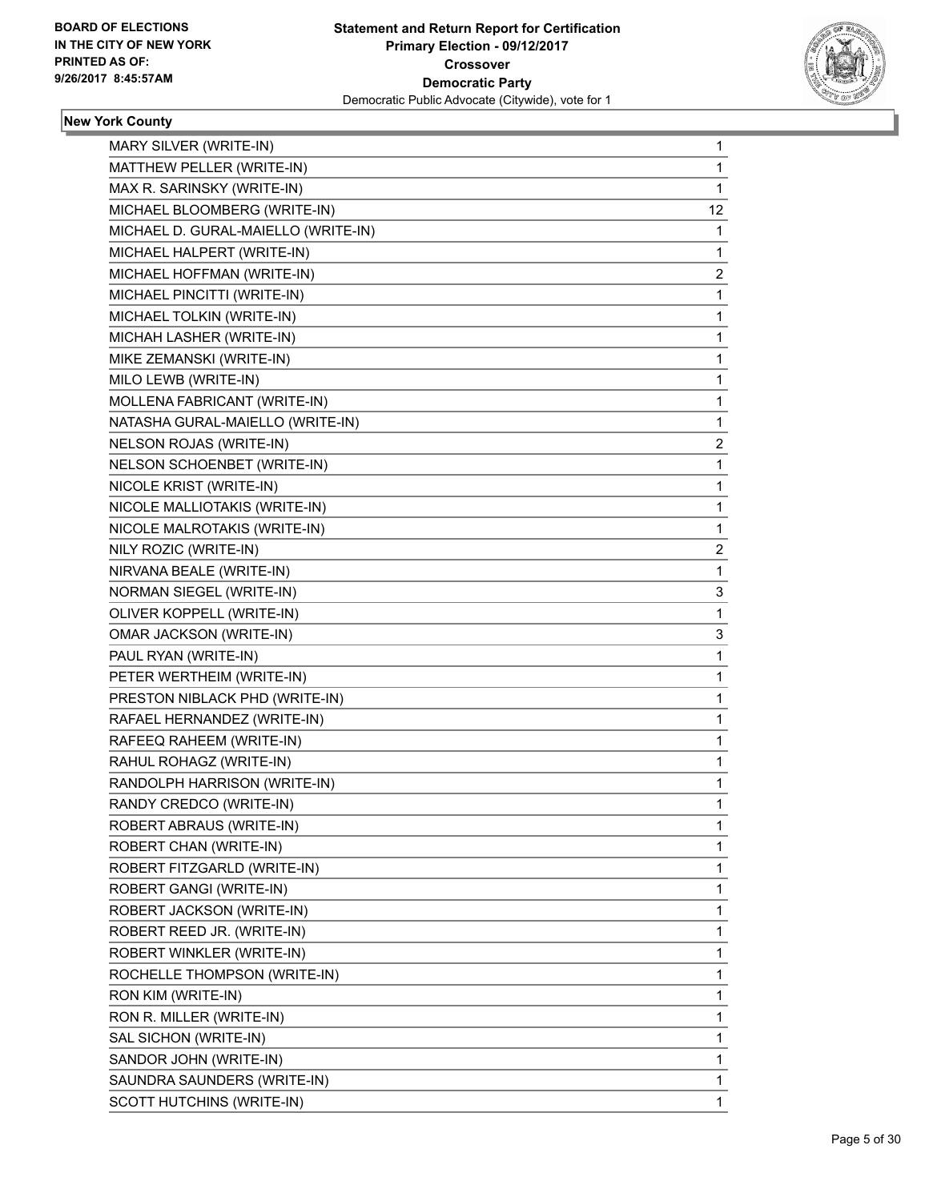BOARD OF ELECTIONS
IN THE CITY OF NEW YORK
PRINTED AS OF:
9/26/2017 8:45:57AM

**Statement and Return Report for Certification**
**Primary Election - 09/12/2017**
**Crossover**
**Democratic Party**
Democratic Public Advocate (Citywide), vote for 1

### New York County

| | |
|---|---|
| MARY SILVER (WRITE-IN) | 1 |
| MATTHEW PELLER (WRITE-IN) | 1 |
| MAX R. SARINSKY (WRITE-IN) | 1 |
| MICHAEL BLOOMBERG (WRITE-IN) | 12 |
| MICHAEL D. GURAL-MAIELLO (WRITE-IN) | 1 |
| MICHAEL HALPERT (WRITE-IN) | 1 |
| MICHAEL HOFFMAN (WRITE-IN) | 2 |
| MICHAEL PINCITTI (WRITE-IN) | 1 |
| MICHAEL TOLKIN (WRITE-IN) | 1 |
| MICHAH LASHER (WRITE-IN) | 1 |
| MIKE ZEMANSKI (WRITE-IN) | 1 |
| MILO LEWB (WRITE-IN) | 1 |
| MOLLENA FABRICANT (WRITE-IN) | 1 |
| NATASHA GURAL-MAIELLO (WRITE-IN) | 1 |
| NELSON ROJAS (WRITE-IN) | 2 |
| NELSON SCHOENBET (WRITE-IN) | 1 |
| NICOLE KRIST (WRITE-IN) | 1 |
| NICOLE MALLIOTAKIS (WRITE-IN) | 1 |
| NICOLE MALROTAKIS (WRITE-IN) | 1 |
| NILY ROZIC (WRITE-IN) | 2 |
| NIRVANA BEALE (WRITE-IN) | 1 |
| NORMAN SIEGEL (WRITE-IN) | 3 |
| OLIVER KOPPELL (WRITE-IN) | 1 |
| OMAR JACKSON (WRITE-IN) | 3 |
| PAUL RYAN (WRITE-IN) | 1 |
| PETER WERTHEIM (WRITE-IN) | 1 |
| PRESTON NIBLACK PHD (WRITE-IN) | 1 |
| RAFAEL HERNANDEZ (WRITE-IN) | 1 |
| RAFEEQ RAHEEM (WRITE-IN) | 1 |
| RAHUL ROHAGZ (WRITE-IN) | 1 |
| RANDOLPH HARRISON (WRITE-IN) | 1 |
| RANDY CREDCO (WRITE-IN) | 1 |
| ROBERT ABRAUS (WRITE-IN) | 1 |
| ROBERT CHAN (WRITE-IN) | 1 |
| ROBERT FITZGARLD (WRITE-IN) | 1 |
| ROBERT GANGI (WRITE-IN) | 1 |
| ROBERT JACKSON (WRITE-IN) | 1 |
| ROBERT REED JR. (WRITE-IN) | 1 |
| ROBERT WINKLER (WRITE-IN) | 1 |
| ROCHELLE THOMPSON (WRITE-IN) | 1 |
| RON KIM (WRITE-IN) | 1 |
| RON R. MILLER (WRITE-IN) | 1 |
| SAL SICHON (WRITE-IN) | 1 |
| SANDOR JOHN (WRITE-IN) | 1 |
| SAUNDRA SAUNDERS (WRITE-IN) | 1 |
| SCOTT HUTCHINS (WRITE-IN) | 1 |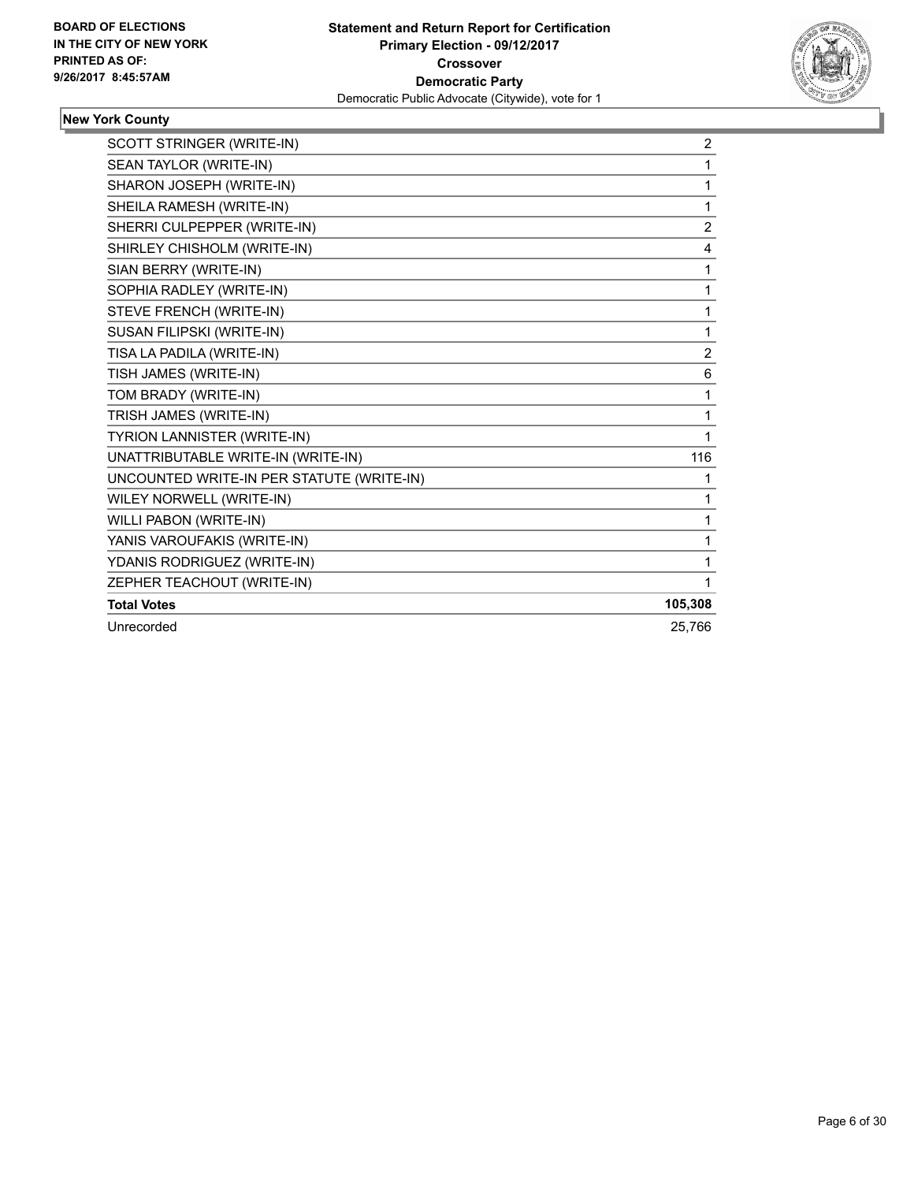**Statement and Return Report for Certification**
**Primary Election - 09/12/2017**
**Crossover**
**Democratic Party**
Democratic Public Advocate (Citywide), vote for 1

BOARD OF ELECTIONS
IN THE CITY OF NEW YORK
PRINTED AS OF:
9/26/2017 8:45:57AM

## New York County

| | |
|---|---|
| SCOTT STRINGER (WRITE-IN) | 2 |
| SEAN TAYLOR (WRITE-IN) | 1 |
| SHARON JOSEPH (WRITE-IN) | 1 |
| SHEILA RAMESH (WRITE-IN) | 1 |
| SHERRI CULPEPPER (WRITE-IN) | 2 |
| SHIRLEY CHISHOLM (WRITE-IN) | 4 |
| SIAN BERRY (WRITE-IN) | 1 |
| SOPHIA RADLEY (WRITE-IN) | 1 |
| STEVE FRENCH (WRITE-IN) | 1 |
| SUSAN FILIPSKI (WRITE-IN) | 1 |
| TISA LA PADILA (WRITE-IN) | 2 |
| TISH JAMES (WRITE-IN) | 6 |
| TOM BRADY (WRITE-IN) | 1 |
| TRISH JAMES (WRITE-IN) | 1 |
| TYRION LANNISTER (WRITE-IN) | 1 |
| UNATTRIBUTABLE WRITE-IN (WRITE-IN) | 116 |
| UNCOUNTED WRITE-IN PER STATUTE (WRITE-IN) | 1 |
| WILEY NORWELL (WRITE-IN) | 1 |
| WILLI PABON (WRITE-IN) | 1 |
| YANIS VAROUFAKIS (WRITE-IN) | 1 |
| YDANIS RODRIGUEZ (WRITE-IN) | 1 |
| ZEPHER TEACHOUT (WRITE-IN) | 1 |
| **Total Votes** | **105,308** |
| Unrecorded | 25,766 |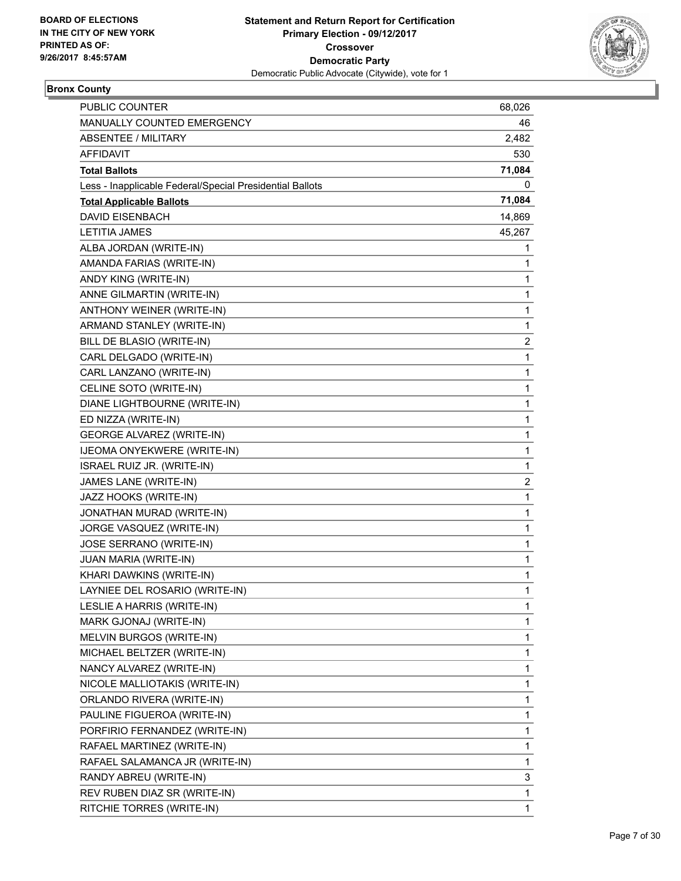**BOARD OF ELECTIONS IN THE CITY OF NEW YORK PRINTED AS OF: 9/26/2017 8:45:57AM**

**Statement and Return Report for Certification**
**Primary Election - 09/12/2017**
**Crossover**
**Democratic Party**
Democratic Public Advocate (Citywide), vote for 1

## Bronx County

| | |
|---|---|
| PUBLIC COUNTER | 68,026 |
| MANUALLY COUNTED EMERGENCY | 46 |
| ABSENTEE / MILITARY | 2,482 |
| AFFIDAVIT | 530 |
| **Total Ballots** | **71,084** |
| Less - Inapplicable Federal/Special Presidential Ballots | 0 |
| **Total Applicable Ballots** | **71,084** |
| DAVID EISENBACH | 14,869 |
| LETITIA JAMES | 45,267 |
| ALBA JORDAN (WRITE-IN) | 1 |
| AMANDA FARIAS (WRITE-IN) | 1 |
| ANDY KING (WRITE-IN) | 1 |
| ANNE GILMARTIN (WRITE-IN) | 1 |
| ANTHONY WEINER (WRITE-IN) | 1 |
| ARMAND STANLEY (WRITE-IN) | 1 |
| BILL DE BLASIO (WRITE-IN) | 2 |
| CARL DELGADO (WRITE-IN) | 1 |
| CARL LANZANO (WRITE-IN) | 1 |
| CELINE SOTO (WRITE-IN) | 1 |
| DIANE LIGHTBOURNE (WRITE-IN) | 1 |
| ED NIZZA (WRITE-IN) | 1 |
| GEORGE ALVAREZ (WRITE-IN) | 1 |
| IJEOMA ONYEKWERE (WRITE-IN) | 1 |
| ISRAEL RUIZ JR. (WRITE-IN) | 1 |
| JAMES LANE (WRITE-IN) | 2 |
| JAZZ HOOKS (WRITE-IN) | 1 |
| JONATHAN MURAD (WRITE-IN) | 1 |
| JORGE VASQUEZ (WRITE-IN) | 1 |
| JOSE SERRANO (WRITE-IN) | 1 |
| JUAN MARIA (WRITE-IN) | 1 |
| KHARI DAWKINS (WRITE-IN) | 1 |
| LAYNIEE DEL ROSARIO (WRITE-IN) | 1 |
| LESLIE A HARRIS (WRITE-IN) | 1 |
| MARK GJONAJ (WRITE-IN) | 1 |
| MELVIN BURGOS (WRITE-IN) | 1 |
| MICHAEL BELTZER (WRITE-IN) | 1 |
| NANCY ALVAREZ (WRITE-IN) | 1 |
| NICOLE MALLIOTAKIS (WRITE-IN) | 1 |
| ORLANDO RIVERA (WRITE-IN) | 1 |
| PAULINE FIGUEROA (WRITE-IN) | 1 |
| PORFIRIO FERNANDEZ (WRITE-IN) | 1 |
| RAFAEL MARTINEZ (WRITE-IN) | 1 |
| RAFAEL SALAMANCA JR (WRITE-IN) | 1 |
| RANDY ABREU (WRITE-IN) | 3 |
| REV RUBEN DIAZ SR (WRITE-IN) | 1 |
| RITCHIE TORRES (WRITE-IN) | 1 |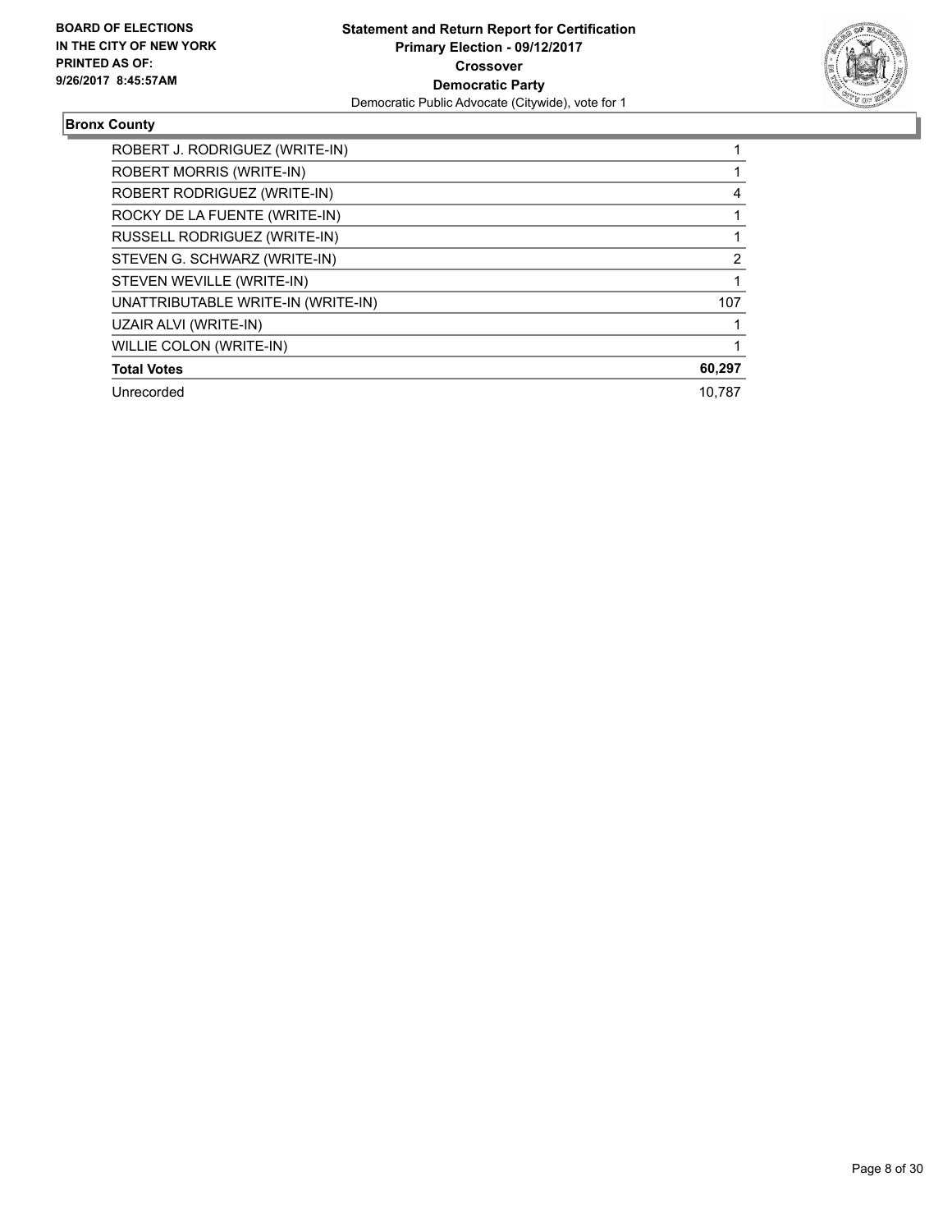**Statement and Return Report for Certification**
**Primary Election - 09/12/2017**
**Crossover**
**Democratic Party**
Democratic Public Advocate (Citywide), vote for 1

BOARD OF ELECTIONS
IN THE CITY OF NEW YORK
PRINTED AS OF:
9/26/2017 8:45:57AM

## Bronx County

| Candidate | Votes |
|---|---|
| ROBERT J. RODRIGUEZ (WRITE-IN) | 1 |
| ROBERT MORRIS (WRITE-IN) | 1 |
| ROBERT RODRIGUEZ (WRITE-IN) | 4 |
| ROCKY DE LA FUENTE (WRITE-IN) | 1 |
| RUSSELL RODRIGUEZ (WRITE-IN) | 1 |
| STEVEN G. SCHWARZ (WRITE-IN) | 2 |
| STEVEN WEVILLE (WRITE-IN) | 1 |
| UNATTRIBUTABLE WRITE-IN (WRITE-IN) | 107 |
| UZAIR ALVI (WRITE-IN) | 1 |
| WILLIE COLON (WRITE-IN) | 1 |
| **Total Votes** | **60,297** |
| Unrecorded | 10,787 |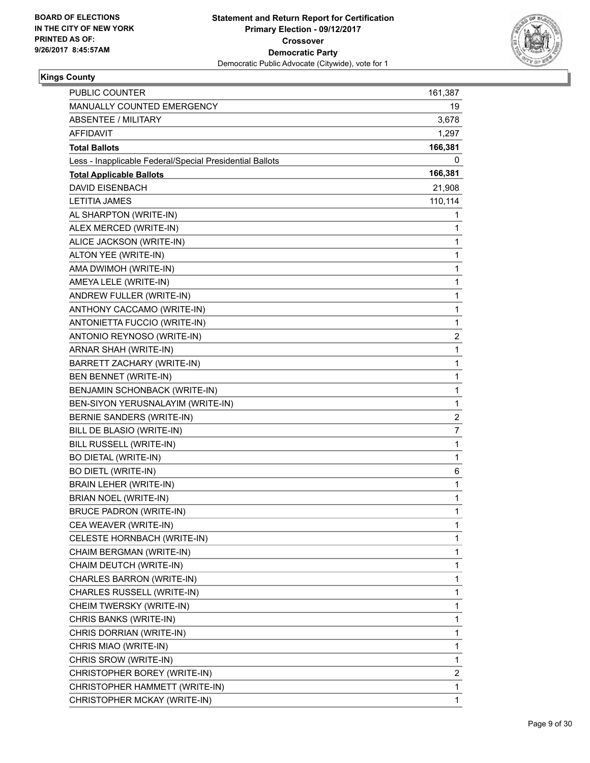**BOARD OF ELECTIONS IN THE CITY OF NEW YORK PRINTED AS OF: 9/26/2017 8:45:57AM**

**Statement and Return Report for Certification Primary Election - 09/12/2017 Crossover Democratic Party**
Democratic Public Advocate (Citywide), vote for 1

**Kings County**

| | |
|---|---|
| PUBLIC COUNTER | 161,387 |
| MANUALLY COUNTED EMERGENCY | 19 |
| ABSENTEE / MILITARY | 3,678 |
| AFFIDAVIT | 1,297 |
| **Total Ballots** | **166,381** |
| Less - Inapplicable Federal/Special Presidential Ballots | 0 |
| **Total Applicable Ballots** | **166,381** |
| DAVID EISENBACH | 21,908 |
| LETITIA JAMES | 110,114 |
| AL SHARPTON (WRITE-IN) | 1 |
| ALEX MERCED (WRITE-IN) | 1 |
| ALICE JACKSON (WRITE-IN) | 1 |
| ALTON YEE (WRITE-IN) | 1 |
| AMA DWIMOH (WRITE-IN) | 1 |
| AMEYA LELE (WRITE-IN) | 1 |
| ANDREW FULLER (WRITE-IN) | 1 |
| ANTHONY CACCAMO (WRITE-IN) | 1 |
| ANTONIETTA FUCCIO (WRITE-IN) | 1 |
| ANTONIO REYNOSO (WRITE-IN) | 2 |
| ARNAR SHAH (WRITE-IN) | 1 |
| BARRETT ZACHARY (WRITE-IN) | 1 |
| BEN BENNET (WRITE-IN) | 1 |
| BENJAMIN SCHONBACK (WRITE-IN) | 1 |
| BEN-SIYON YERUSNALAYIM (WRITE-IN) | 1 |
| BERNIE SANDERS (WRITE-IN) | 2 |
| BILL DE BLASIO (WRITE-IN) | 7 |
| BILL RUSSELL (WRITE-IN) | 1 |
| BO DIETAL (WRITE-IN) | 1 |
| BO DIETL (WRITE-IN) | 6 |
| BRAIN LEHER (WRITE-IN) | 1 |
| BRIAN NOEL (WRITE-IN) | 1 |
| BRUCE PADRON (WRITE-IN) | 1 |
| CEA WEAVER (WRITE-IN) | 1 |
| CELESTE HORNBACH (WRITE-IN) | 1 |
| CHAIM BERGMAN (WRITE-IN) | 1 |
| CHAIM DEUTCH (WRITE-IN) | 1 |
| CHARLES BARRON (WRITE-IN) | 1 |
| CHARLES RUSSELL (WRITE-IN) | 1 |
| CHEIM TWERSKY (WRITE-IN) | 1 |
| CHRIS BANKS (WRITE-IN) | 1 |
| CHRIS DORRIAN (WRITE-IN) | 1 |
| CHRIS MIAO (WRITE-IN) | 1 |
| CHRIS SROW (WRITE-IN) | 1 |
| CHRISTOPHER BOREY (WRITE-IN) | 2 |
| CHRISTOPHER HAMMETT (WRITE-IN) | 1 |
| CHRISTOPHER MCKAY (WRITE-IN) | 1 |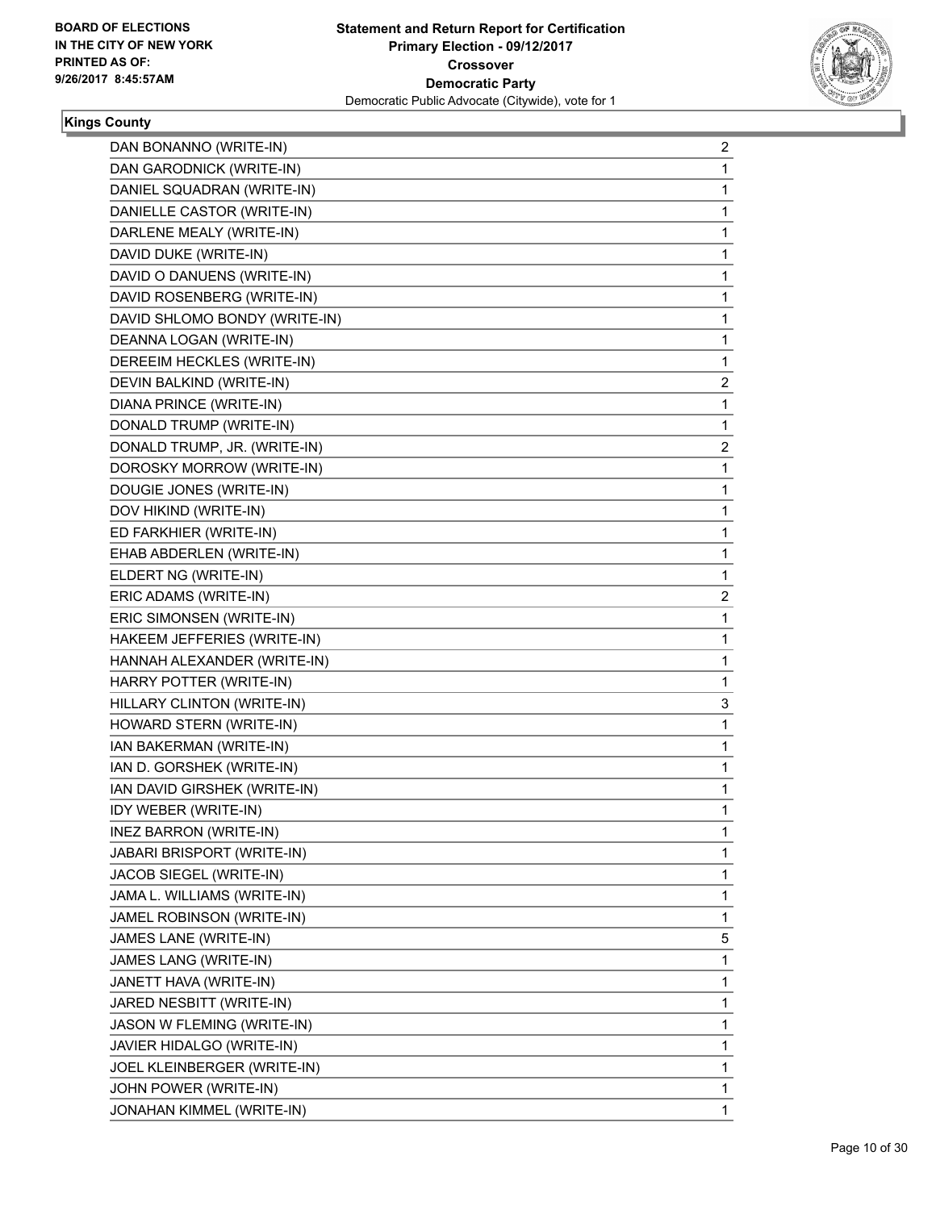**BOARD OF ELECTIONS IN THE CITY OF NEW YORK PRINTED AS OF: 9/26/2017 8:45:57AM**

**Statement and Return Report for Certification**
**Primary Election - 09/12/2017**
**Crossover**
**Democratic Party**
Democratic Public Advocate (Citywide), vote for 1

**Kings County**

| | |
|---|---|
| DAN BONANNO (WRITE-IN) | 2 |
| DAN GARODNICK (WRITE-IN) | 1 |
| DANIEL SQUADRAN (WRITE-IN) | 1 |
| DANIELLE CASTOR (WRITE-IN) | 1 |
| DARLENE MEALY (WRITE-IN) | 1 |
| DAVID DUKE (WRITE-IN) | 1 |
| DAVID O DANUENS (WRITE-IN) | 1 |
| DAVID ROSENBERG (WRITE-IN) | 1 |
| DAVID SHLOMO BONDY (WRITE-IN) | 1 |
| DEANNA LOGAN (WRITE-IN) | 1 |
| DEREEIM HECKLES (WRITE-IN) | 1 |
| DEVIN BALKIND (WRITE-IN) | 2 |
| DIANA PRINCE (WRITE-IN) | 1 |
| DONALD TRUMP (WRITE-IN) | 1 |
| DONALD TRUMP, JR. (WRITE-IN) | 2 |
| DOROSKY MORROW (WRITE-IN) | 1 |
| DOUGIE JONES (WRITE-IN) | 1 |
| DOV HIKIND (WRITE-IN) | 1 |
| ED FARKHIER (WRITE-IN) | 1 |
| EHAB ABDERLEN (WRITE-IN) | 1 |
| ELDERT NG (WRITE-IN) | 1 |
| ERIC ADAMS (WRITE-IN) | 2 |
| ERIC SIMONSEN (WRITE-IN) | 1 |
| HAKEEM JEFFERIES (WRITE-IN) | 1 |
| HANNAH ALEXANDER (WRITE-IN) | 1 |
| HARRY POTTER (WRITE-IN) | 1 |
| HILLARY CLINTON (WRITE-IN) | 3 |
| HOWARD STERN (WRITE-IN) | 1 |
| IAN BAKERMAN (WRITE-IN) | 1 |
| IAN D. GORSHEK (WRITE-IN) | 1 |
| IAN DAVID GIRSHEK (WRITE-IN) | 1 |
| IDY WEBER (WRITE-IN) | 1 |
| INEZ BARRON (WRITE-IN) | 1 |
| JABARI BRISPORT (WRITE-IN) | 1 |
| JACOB SIEGEL (WRITE-IN) | 1 |
| JAMA L. WILLIAMS (WRITE-IN) | 1 |
| JAMEL ROBINSON (WRITE-IN) | 1 |
| JAMES LANE (WRITE-IN) | 5 |
| JAMES LANG (WRITE-IN) | 1 |
| JANETT HAVA (WRITE-IN) | 1 |
| JARED NESBITT (WRITE-IN) | 1 |
| JASON W FLEMING (WRITE-IN) | 1 |
| JAVIER HIDALGO (WRITE-IN) | 1 |
| JOEL KLEINBERGER (WRITE-IN) | 1 |
| JOHN POWER (WRITE-IN) | 1 |
| JONAHAN KIMMEL (WRITE-IN) | 1 |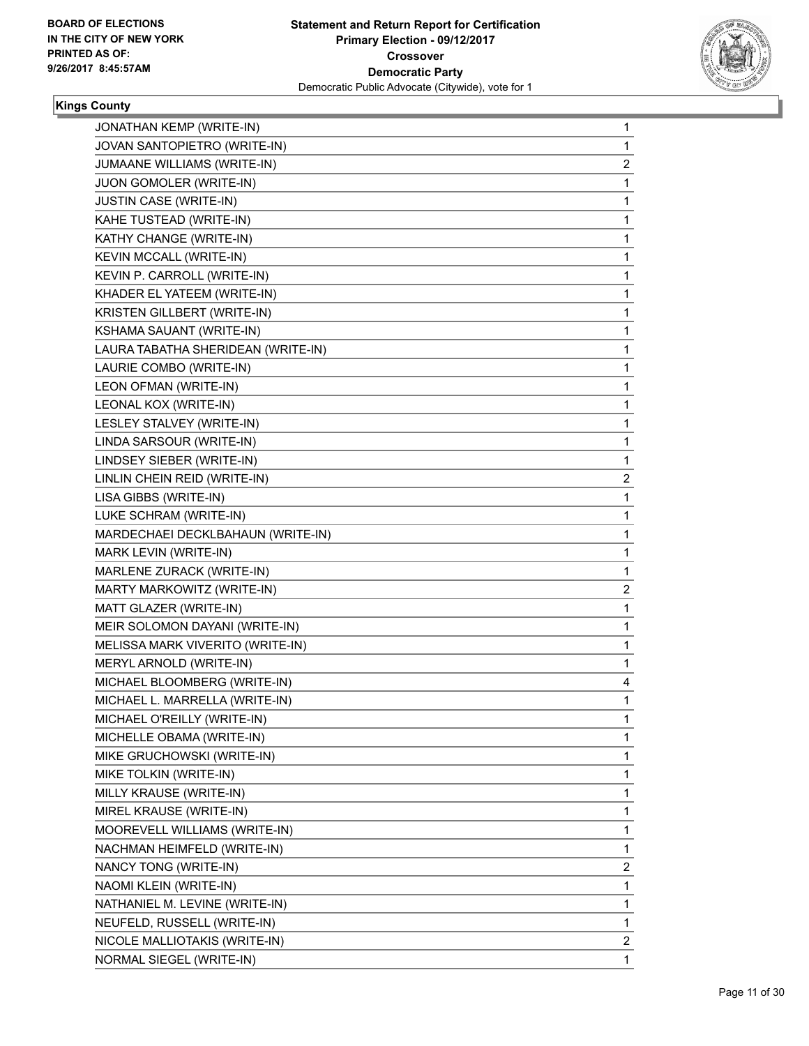**Statement and Return Report for Certification**
**Primary Election - 09/12/2017**
**Crossover**
**Democratic Party**
Democratic Public Advocate (Citywide), vote for 1

BOARD OF ELECTIONS IN THE CITY OF NEW YORK PRINTED AS OF: 9/26/2017 8:45:57AM

**Kings County**

| | |
|---|---|
| JONATHAN KEMP (WRITE-IN) | 1 |
| JOVAN SANTOPIETRO (WRITE-IN) | 1 |
| JUMAANE WILLIAMS (WRITE-IN) | 2 |
| JUON GOMOLER (WRITE-IN) | 1 |
| JUSTIN CASE (WRITE-IN) | 1 |
| KAHE TUSTEAD (WRITE-IN) | 1 |
| KATHY CHANGE (WRITE-IN) | 1 |
| KEVIN MCCALL (WRITE-IN) | 1 |
| KEVIN P. CARROLL (WRITE-IN) | 1 |
| KHADER EL YATEEM (WRITE-IN) | 1 |
| KRISTEN GILLBERT (WRITE-IN) | 1 |
| KSHAMA SAUANT (WRITE-IN) | 1 |
| LAURA TABATHA SHERIDEAN (WRITE-IN) | 1 |
| LAURIE COMBO (WRITE-IN) | 1 |
| LEON OFMAN (WRITE-IN) | 1 |
| LEONAL KOX (WRITE-IN) | 1 |
| LESLEY STALVEY (WRITE-IN) | 1 |
| LINDA SARSOUR (WRITE-IN) | 1 |
| LINDSEY SIEBER (WRITE-IN) | 1 |
| LINLIN CHEIN REID (WRITE-IN) | 2 |
| LISA GIBBS (WRITE-IN) | 1 |
| LUKE SCHRAM (WRITE-IN) | 1 |
| MARDECHAEI DECKLBAHAUN (WRITE-IN) | 1 |
| MARK LEVIN (WRITE-IN) | 1 |
| MARLENE ZURACK (WRITE-IN) | 1 |
| MARTY MARKOWITZ (WRITE-IN) | 2 |
| MATT GLAZER (WRITE-IN) | 1 |
| MEIR SOLOMON DAYANI (WRITE-IN) | 1 |
| MELISSA MARK VIVERITO (WRITE-IN) | 1 |
| MERYL ARNOLD (WRITE-IN) | 1 |
| MICHAEL BLOOMBERG (WRITE-IN) | 4 |
| MICHAEL L. MARRELLA (WRITE-IN) | 1 |
| MICHAEL O'REILLY (WRITE-IN) | 1 |
| MICHELLE OBAMA (WRITE-IN) | 1 |
| MIKE GRUCHOWSKI (WRITE-IN) | 1 |
| MIKE TOLKIN (WRITE-IN) | 1 |
| MILLY KRAUSE (WRITE-IN) | 1 |
| MIREL KRAUSE (WRITE-IN) | 1 |
| MOOREVELL WILLIAMS (WRITE-IN) | 1 |
| NACHMAN HEIMFELD (WRITE-IN) | 1 |
| NANCY TONG (WRITE-IN) | 2 |
| NAOMI KLEIN (WRITE-IN) | 1 |
| NATHANIEL M. LEVINE (WRITE-IN) | 1 |
| NEUFELD, RUSSELL (WRITE-IN) | 1 |
| NICOLE MALLIOTAKIS (WRITE-IN) | 2 |
| NORMAL SIEGEL (WRITE-IN) | 1 |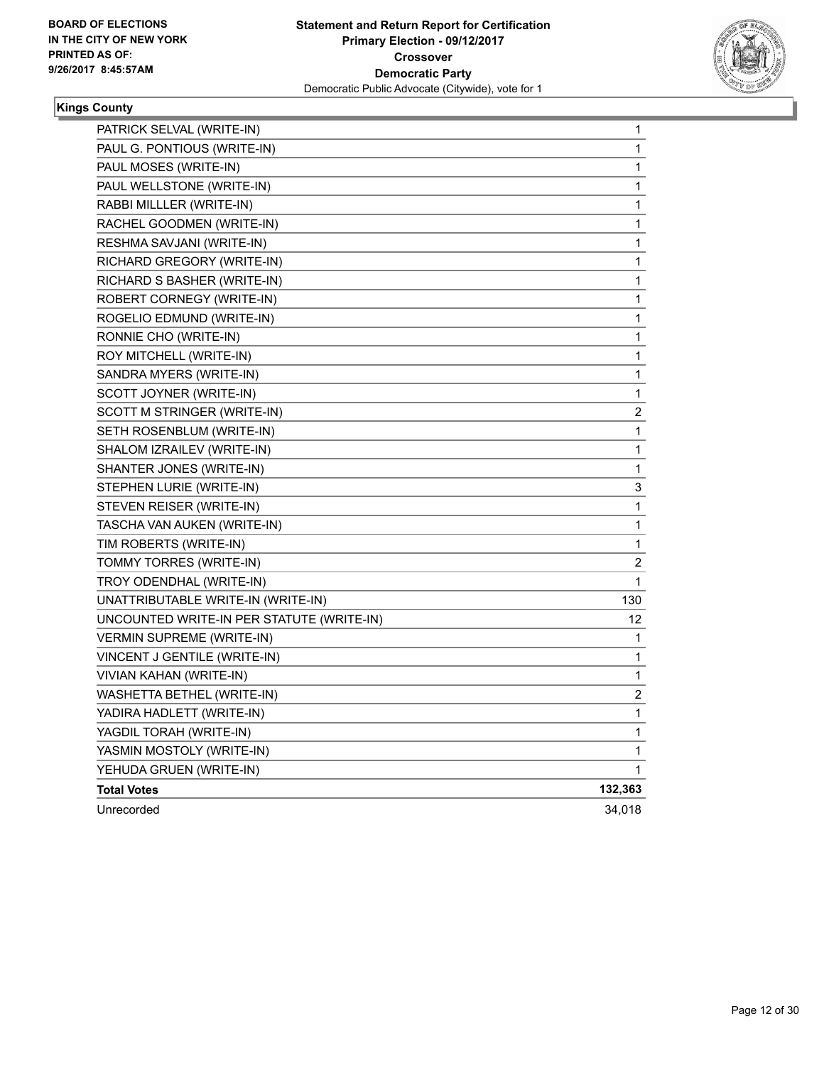**BOARD OF ELECTIONS IN THE CITY OF NEW YORK PRINTED AS OF: 9/26/2017 8:45:57AM**

**Statement and Return Report for Certification Primary Election - 09/12/2017 Crossover Democratic Party**
Democratic Public Advocate (Citywide), vote for 1

## Kings County

| | |
|---|---|
| PATRICK SELVAL (WRITE-IN) | 1 |
| PAUL G. PONTIOUS (WRITE-IN) | 1 |
| PAUL MOSES (WRITE-IN) | 1 |
| PAUL WELLSTONE (WRITE-IN) | 1 |
| RABBI MILLLER (WRITE-IN) | 1 |
| RACHEL GOODMEN (WRITE-IN) | 1 |
| RESHMA SAVJANI (WRITE-IN) | 1 |
| RICHARD GREGORY (WRITE-IN) | 1 |
| RICHARD S BASHER (WRITE-IN) | 1 |
| ROBERT CORNEGY (WRITE-IN) | 1 |
| ROGELIO EDMUND (WRITE-IN) | 1 |
| RONNIE CHO (WRITE-IN) | 1 |
| ROY MITCHELL (WRITE-IN) | 1 |
| SANDRA MYERS (WRITE-IN) | 1 |
| SCOTT JOYNER (WRITE-IN) | 1 |
| SCOTT M STRINGER (WRITE-IN) | 2 |
| SETH ROSENBLUM (WRITE-IN) | 1 |
| SHALOM IZRAILEV (WRITE-IN) | 1 |
| SHANTER JONES (WRITE-IN) | 1 |
| STEPHEN LURIE (WRITE-IN) | 3 |
| STEVEN REISER (WRITE-IN) | 1 |
| TASCHA VAN AUKEN (WRITE-IN) | 1 |
| TIM ROBERTS (WRITE-IN) | 1 |
| TOMMY TORRES (WRITE-IN) | 2 |
| TROY ODENDHAL (WRITE-IN) | 1 |
| UNATTRIBUTABLE WRITE-IN (WRITE-IN) | 130 |
| UNCOUNTED WRITE-IN PER STATUTE (WRITE-IN) | 12 |
| VERMIN SUPREME (WRITE-IN) | 1 |
| VINCENT J GENTILE (WRITE-IN) | 1 |
| VIVIAN KAHAN (WRITE-IN) | 1 |
| WASHETTA BETHEL (WRITE-IN) | 2 |
| YADIRA HADLETT (WRITE-IN) | 1 |
| YAGDIL TORAH (WRITE-IN) | 1 |
| YASMIN MOSTOLY (WRITE-IN) | 1 |
| YEHUDA GRUEN (WRITE-IN) | 1 |
| **Total Votes** | **132,363** |
| Unrecorded | 34,018 |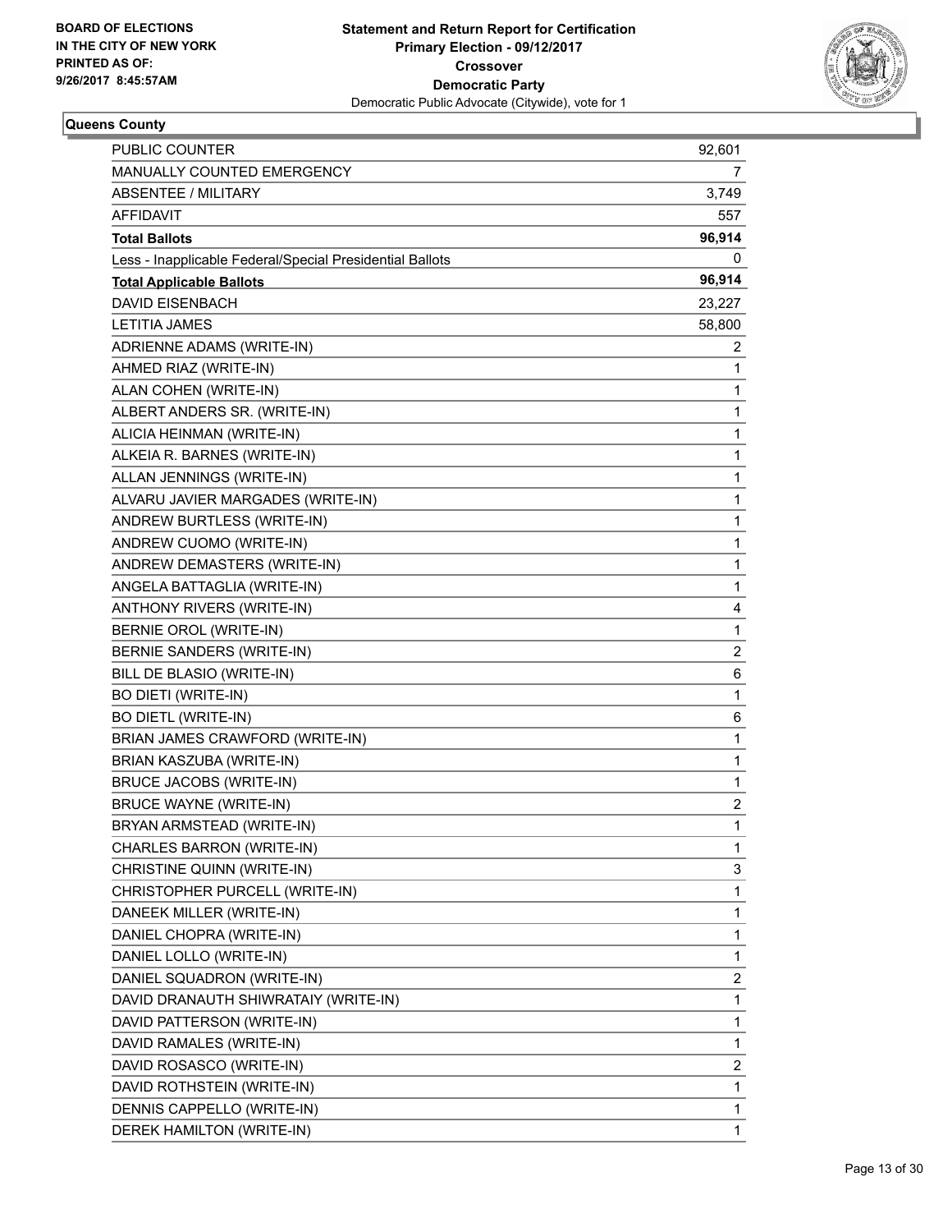**BOARD OF ELECTIONS IN THE CITY OF NEW YORK**
**PRINTED AS OF: 9/26/2017 8:45:57AM**

**Statement and Return Report for Certification**
**Primary Election - 09/12/2017**
**Crossover**
**Democratic Party**
Democratic Public Advocate (Citywide), vote for 1

### Queens County

| | |
|---|---|
| PUBLIC COUNTER | 92,601 |
| MANUALLY COUNTED EMERGENCY | 7 |
| ABSENTEE / MILITARY | 3,749 |
| AFFIDAVIT | 557 |
| **Total Ballots** | **96,914** |
| Less - Inapplicable Federal/Special Presidential Ballots | 0 |
| **Total Applicable Ballots** | **96,914** |
| DAVID EISENBACH | 23,227 |
| LETITIA JAMES | 58,800 |
| ADRIENNE ADAMS (WRITE-IN) | 2 |
| AHMED RIAZ (WRITE-IN) | 1 |
| ALAN COHEN (WRITE-IN) | 1 |
| ALBERT ANDERS SR. (WRITE-IN) | 1 |
| ALICIA HEINMAN (WRITE-IN) | 1 |
| ALKEIA R. BARNES (WRITE-IN) | 1 |
| ALLAN JENNINGS (WRITE-IN) | 1 |
| ALVARU JAVIER MARGADES (WRITE-IN) | 1 |
| ANDREW BURTLESS (WRITE-IN) | 1 |
| ANDREW CUOMO (WRITE-IN) | 1 |
| ANDREW DEMASTERS (WRITE-IN) | 1 |
| ANGELA BATTAGLIA (WRITE-IN) | 1 |
| ANTHONY RIVERS (WRITE-IN) | 4 |
| BERNIE OROL (WRITE-IN) | 1 |
| BERNIE SANDERS (WRITE-IN) | 2 |
| BILL DE BLASIO (WRITE-IN) | 6 |
| BO DIETI (WRITE-IN) | 1 |
| BO DIETL (WRITE-IN) | 6 |
| BRIAN JAMES CRAWFORD (WRITE-IN) | 1 |
| BRIAN KASZUBA (WRITE-IN) | 1 |
| BRUCE JACOBS (WRITE-IN) | 1 |
| BRUCE WAYNE (WRITE-IN) | 2 |
| BRYAN ARMSTEAD (WRITE-IN) | 1 |
| CHARLES BARRON (WRITE-IN) | 1 |
| CHRISTINE QUINN (WRITE-IN) | 3 |
| CHRISTOPHER PURCELL (WRITE-IN) | 1 |
| DANEEK MILLER (WRITE-IN) | 1 |
| DANIEL CHOPRA (WRITE-IN) | 1 |
| DANIEL LOLLO (WRITE-IN) | 1 |
| DANIEL SQUADRON (WRITE-IN) | 2 |
| DAVID DRANAUTH SHIWRATAIY (WRITE-IN) | 1 |
| DAVID PATTERSON (WRITE-IN) | 1 |
| DAVID RAMALES (WRITE-IN) | 1 |
| DAVID ROSASCO (WRITE-IN) | 2 |
| DAVID ROTHSTEIN (WRITE-IN) | 1 |
| DENNIS CAPPELLO (WRITE-IN) | 1 |
| DEREK HAMILTON (WRITE-IN) | 1 |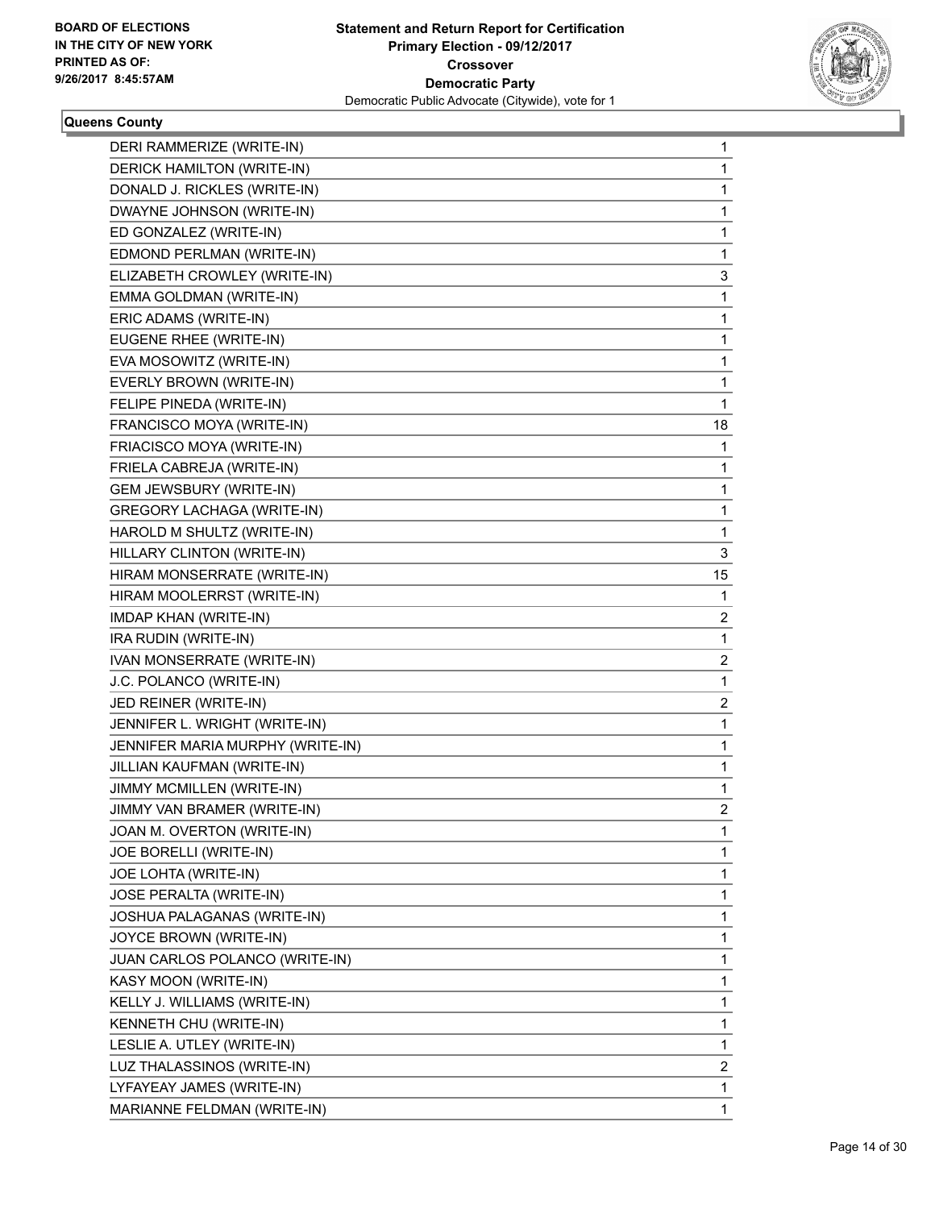**BOARD OF ELECTIONS IN THE CITY OF NEW YORK**
**PRINTED AS OF: 9/26/2017 8:45:57AM**

**Statement and Return Report for Certification**
**Primary Election - 09/12/2017**
**Crossover**
**Democratic Party**
Democratic Public Advocate (Citywide), vote for 1

**Queens County**

| | |
|---|---|
| DERI RAMMERIZE (WRITE-IN) | 1 |
| DERICK HAMILTON (WRITE-IN) | 1 |
| DONALD J. RICKLES (WRITE-IN) | 1 |
| DWAYNE JOHNSON (WRITE-IN) | 1 |
| ED GONZALEZ (WRITE-IN) | 1 |
| EDMOND PERLMAN (WRITE-IN) | 1 |
| ELIZABETH CROWLEY (WRITE-IN) | 3 |
| EMMA GOLDMAN (WRITE-IN) | 1 |
| ERIC ADAMS (WRITE-IN) | 1 |
| EUGENE RHEE (WRITE-IN) | 1 |
| EVA MOSOWITZ (WRITE-IN) | 1 |
| EVERLY BROWN (WRITE-IN) | 1 |
| FELIPE PINEDA (WRITE-IN) | 1 |
| FRANCISCO MOYA (WRITE-IN) | 18 |
| FRIACISCO MOYA (WRITE-IN) | 1 |
| FRIELA CABREJA (WRITE-IN) | 1 |
| GEM JEWSBURY (WRITE-IN) | 1 |
| GREGORY LACHAGA (WRITE-IN) | 1 |
| HAROLD M SHULTZ (WRITE-IN) | 1 |
| HILLARY CLINTON (WRITE-IN) | 3 |
| HIRAM MONSERRATE (WRITE-IN) | 15 |
| HIRAM MOOLERRST (WRITE-IN) | 1 |
| IMDAP KHAN (WRITE-IN) | 2 |
| IRA RUDIN (WRITE-IN) | 1 |
| IVAN MONSERRATE (WRITE-IN) | 2 |
| J.C. POLANCO (WRITE-IN) | 1 |
| JED REINER (WRITE-IN) | 2 |
| JENNIFER L. WRIGHT (WRITE-IN) | 1 |
| JENNIFER MARIA MURPHY (WRITE-IN) | 1 |
| JILLIAN KAUFMAN (WRITE-IN) | 1 |
| JIMMY MCMILLEN (WRITE-IN) | 1 |
| JIMMY VAN BRAMER (WRITE-IN) | 2 |
| JOAN M. OVERTON (WRITE-IN) | 1 |
| JOE BORELLI (WRITE-IN) | 1 |
| JOE LOHTA (WRITE-IN) | 1 |
| JOSE PERALTA (WRITE-IN) | 1 |
| JOSHUA PALAGANAS (WRITE-IN) | 1 |
| JOYCE BROWN (WRITE-IN) | 1 |
| JUAN CARLOS POLANCO (WRITE-IN) | 1 |
| KASY MOON (WRITE-IN) | 1 |
| KELLY J. WILLIAMS (WRITE-IN) | 1 |
| KENNETH CHU (WRITE-IN) | 1 |
| LESLIE A. UTLEY (WRITE-IN) | 1 |
| LUZ THALASSINOS (WRITE-IN) | 2 |
| LYFAYEAY JAMES (WRITE-IN) | 1 |
| MARIANNE FELDMAN (WRITE-IN) | 1 |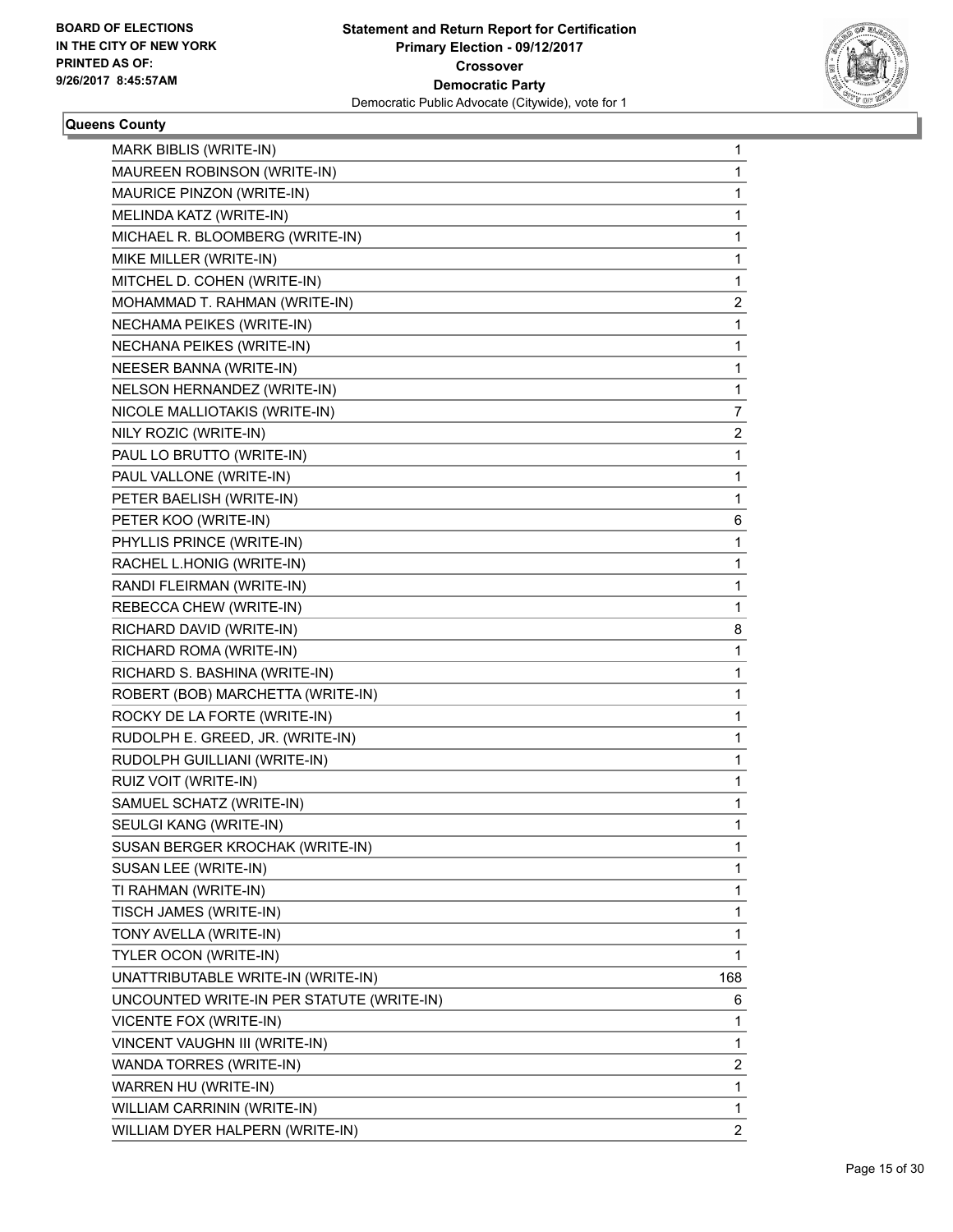**Statement and Return Report for Certification**
**Primary Election - 09/12/2017**
**Crossover**
**Democratic Party**
Democratic Public Advocate (Citywide), vote for 1

BOARD OF ELECTIONS
IN THE CITY OF NEW YORK
PRINTED AS OF:
9/26/2017 8:45:57AM

### Queens County

| Candidate | Votes |
|---|---|
| MARK BIBLIS (WRITE-IN) | 1 |
| MAUREEN ROBINSON (WRITE-IN) | 1 |
| MAURICE PINZON (WRITE-IN) | 1 |
| MELINDA KATZ (WRITE-IN) | 1 |
| MICHAEL R. BLOOMBERG (WRITE-IN) | 1 |
| MIKE MILLER (WRITE-IN) | 1 |
| MITCHEL D. COHEN (WRITE-IN) | 1 |
| MOHAMMAD T. RAHMAN (WRITE-IN) | 2 |
| NECHAMA PEIKES (WRITE-IN) | 1 |
| NECHANA PEIKES (WRITE-IN) | 1 |
| NEESER BANNA (WRITE-IN) | 1 |
| NELSON HERNANDEZ (WRITE-IN) | 1 |
| NICOLE MALLIOTAKIS (WRITE-IN) | 7 |
| NILY ROZIC (WRITE-IN) | 2 |
| PAUL LO BRUTTO (WRITE-IN) | 1 |
| PAUL VALLONE (WRITE-IN) | 1 |
| PETER BAELISH (WRITE-IN) | 1 |
| PETER KOO (WRITE-IN) | 6 |
| PHYLLIS PRINCE (WRITE-IN) | 1 |
| RACHEL L.HONIG (WRITE-IN) | 1 |
| RANDI FLEIRMAN (WRITE-IN) | 1 |
| REBECCA CHEW (WRITE-IN) | 1 |
| RICHARD DAVID (WRITE-IN) | 8 |
| RICHARD ROMA (WRITE-IN) | 1 |
| RICHARD S. BASHINA (WRITE-IN) | 1 |
| ROBERT (BOB) MARCHETTA (WRITE-IN) | 1 |
| ROCKY DE LA FORTE (WRITE-IN) | 1 |
| RUDOLPH E. GREED, JR. (WRITE-IN) | 1 |
| RUDOLPH GUILLIANI (WRITE-IN) | 1 |
| RUIZ VOIT (WRITE-IN) | 1 |
| SAMUEL SCHATZ (WRITE-IN) | 1 |
| SEULGI KANG (WRITE-IN) | 1 |
| SUSAN BERGER KROCHAK (WRITE-IN) | 1 |
| SUSAN LEE (WRITE-IN) | 1 |
| TI RAHMAN (WRITE-IN) | 1 |
| TISCH JAMES (WRITE-IN) | 1 |
| TONY AVELLA (WRITE-IN) | 1 |
| TYLER OCON (WRITE-IN) | 1 |
| UNATTRIBUTABLE WRITE-IN (WRITE-IN) | 168 |
| UNCOUNTED WRITE-IN PER STATUTE (WRITE-IN) | 6 |
| VICENTE FOX (WRITE-IN) | 1 |
| VINCENT VAUGHN III (WRITE-IN) | 1 |
| WANDA TORRES (WRITE-IN) | 2 |
| WARREN HU (WRITE-IN) | 1 |
| WILLIAM CARRININ (WRITE-IN) | 1 |
| WILLIAM DYER HALPERN (WRITE-IN) | 2 |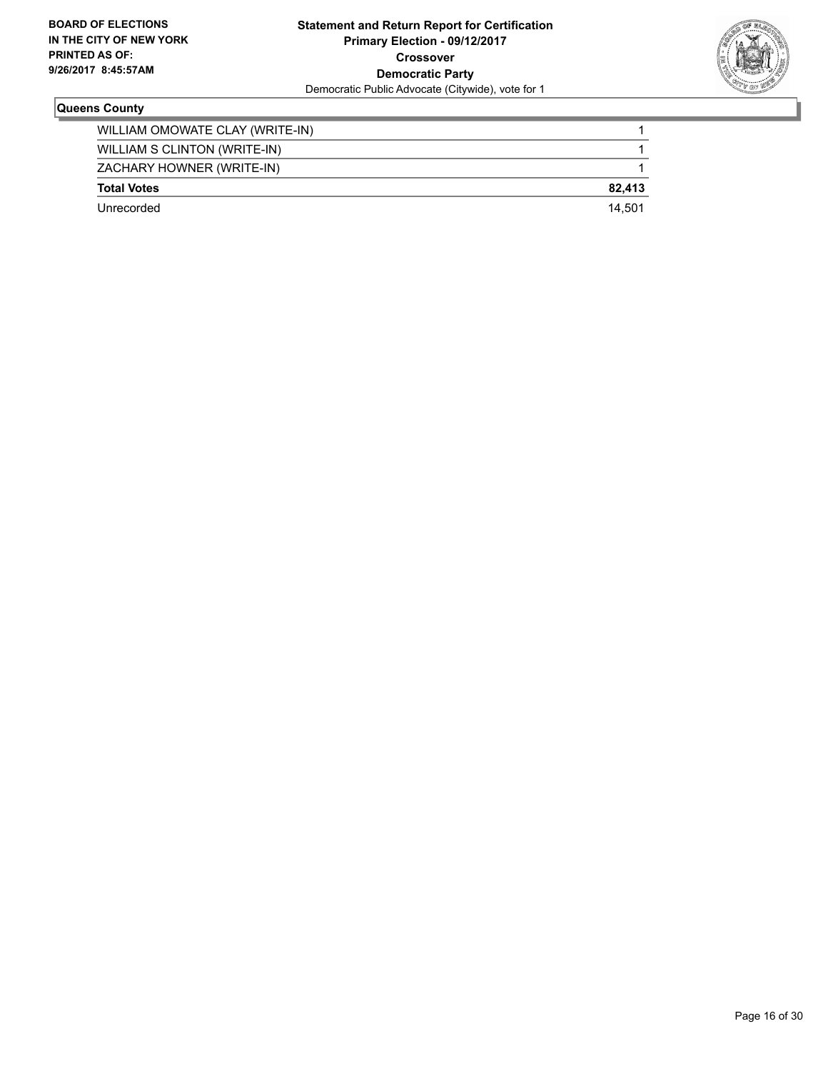**Statement and Return Report for Certification**
**Primary Election - 09/12/2017**
**Crossover**
**Democratic Party**
Democratic Public Advocate (Citywide), vote for 1

**BOARD OF ELECTIONS IN THE CITY OF NEW YORK PRINTED AS OF: 9/26/2017 8:45:57AM**

### Queens County

| | |
|---|---|
| WILLIAM OMOWATE CLAY (WRITE-IN) | 1 |
| WILLIAM S CLINTON (WRITE-IN) | 1 |
| ZACHARY HOWNER (WRITE-IN) | 1 |
| **Total Votes** | **82,413** |
| Unrecorded | 14,501 |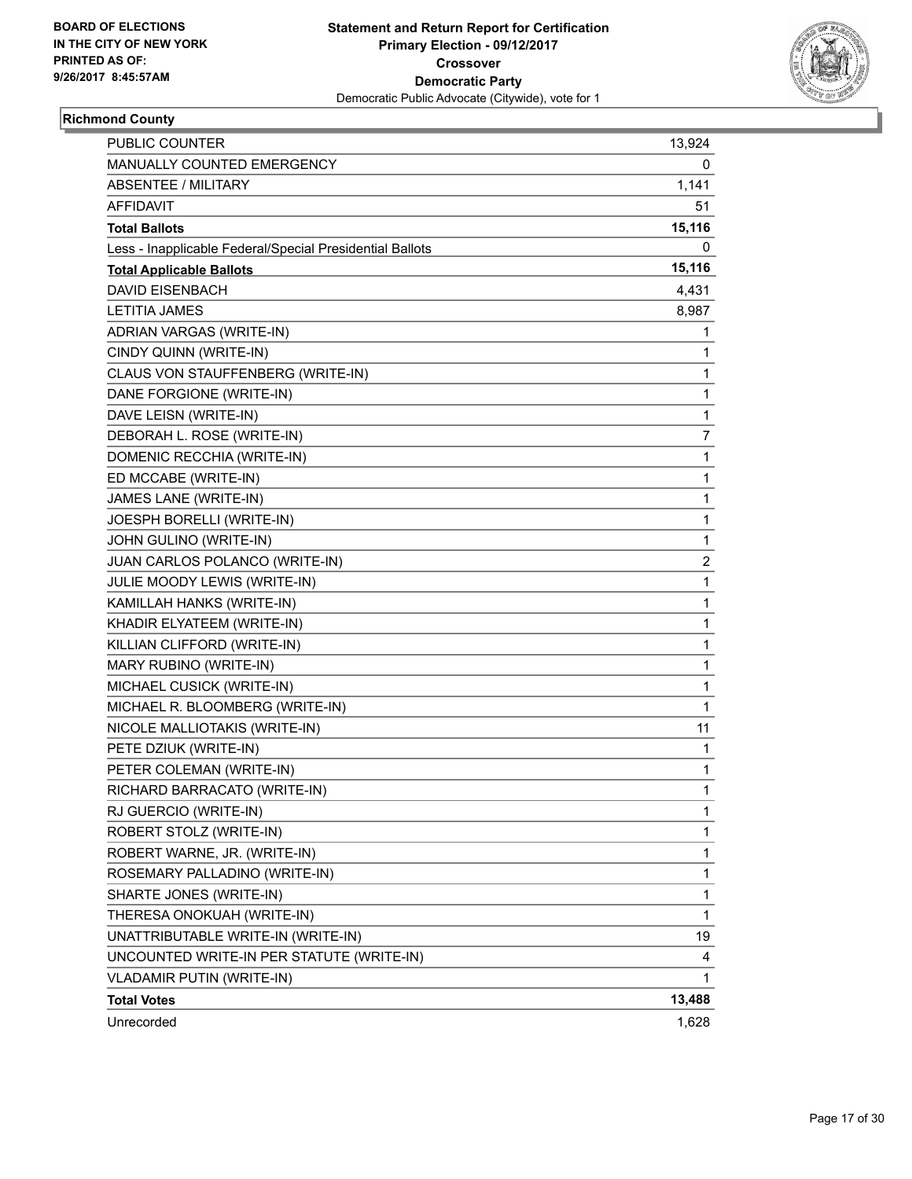BOARD OF ELECTIONS
IN THE CITY OF NEW YORK
PRINTED AS OF:
9/26/2017 8:45:57AM

**Statement and Return Report for Certification**
**Primary Election - 09/12/2017**
**Crossover**
**Democratic Party**
Democratic Public Advocate (Citywide), vote for 1

## Richmond County

| | |
|---|---|
| PUBLIC COUNTER | 13,924 |
| MANUALLY COUNTED EMERGENCY | 0 |
| ABSENTEE / MILITARY | 1,141 |
| AFFIDAVIT | 51 |
| **Total Ballots** | **15,116** |
| Less - Inapplicable Federal/Special Presidential Ballots | 0 |
| **Total Applicable Ballots** | **15,116** |
| DAVID EISENBACH | 4,431 |
| LETITIA JAMES | 8,987 |
| ADRIAN VARGAS (WRITE-IN) | 1 |
| CINDY QUINN (WRITE-IN) | 1 |
| CLAUS VON STAUFFENBERG (WRITE-IN) | 1 |
| DANE FORGIONE (WRITE-IN) | 1 |
| DAVE LEISN (WRITE-IN) | 1 |
| DEBORAH L. ROSE (WRITE-IN) | 7 |
| DOMENIC RECCHIA (WRITE-IN) | 1 |
| ED MCCABE (WRITE-IN) | 1 |
| JAMES LANE (WRITE-IN) | 1 |
| JOESPH BORELLI (WRITE-IN) | 1 |
| JOHN GULINO (WRITE-IN) | 1 |
| JUAN CARLOS POLANCO (WRITE-IN) | 2 |
| JULIE MOODY LEWIS (WRITE-IN) | 1 |
| KAMILLAH HANKS (WRITE-IN) | 1 |
| KHADIR ELYATEEM (WRITE-IN) | 1 |
| KILLIAN CLIFFORD (WRITE-IN) | 1 |
| MARY RUBINO (WRITE-IN) | 1 |
| MICHAEL CUSICK (WRITE-IN) | 1 |
| MICHAEL R. BLOOMBERG (WRITE-IN) | 1 |
| NICOLE MALLIOTAKIS (WRITE-IN) | 11 |
| PETE DZIUK (WRITE-IN) | 1 |
| PETER COLEMAN (WRITE-IN) | 1 |
| RICHARD BARRACATO (WRITE-IN) | 1 |
| RJ GUERCIO (WRITE-IN) | 1 |
| ROBERT STOLZ (WRITE-IN) | 1 |
| ROBERT WARNE, JR. (WRITE-IN) | 1 |
| ROSEMARY PALLADINO (WRITE-IN) | 1 |
| SHARTE JONES (WRITE-IN) | 1 |
| THERESA ONOKUAH (WRITE-IN) | 1 |
| UNATTRIBUTABLE WRITE-IN (WRITE-IN) | 19 |
| UNCOUNTED WRITE-IN PER STATUTE (WRITE-IN) | 4 |
| VLADAMIR PUTIN (WRITE-IN) | 1 |
| **Total Votes** | **13,488** |
| Unrecorded | 1,628 |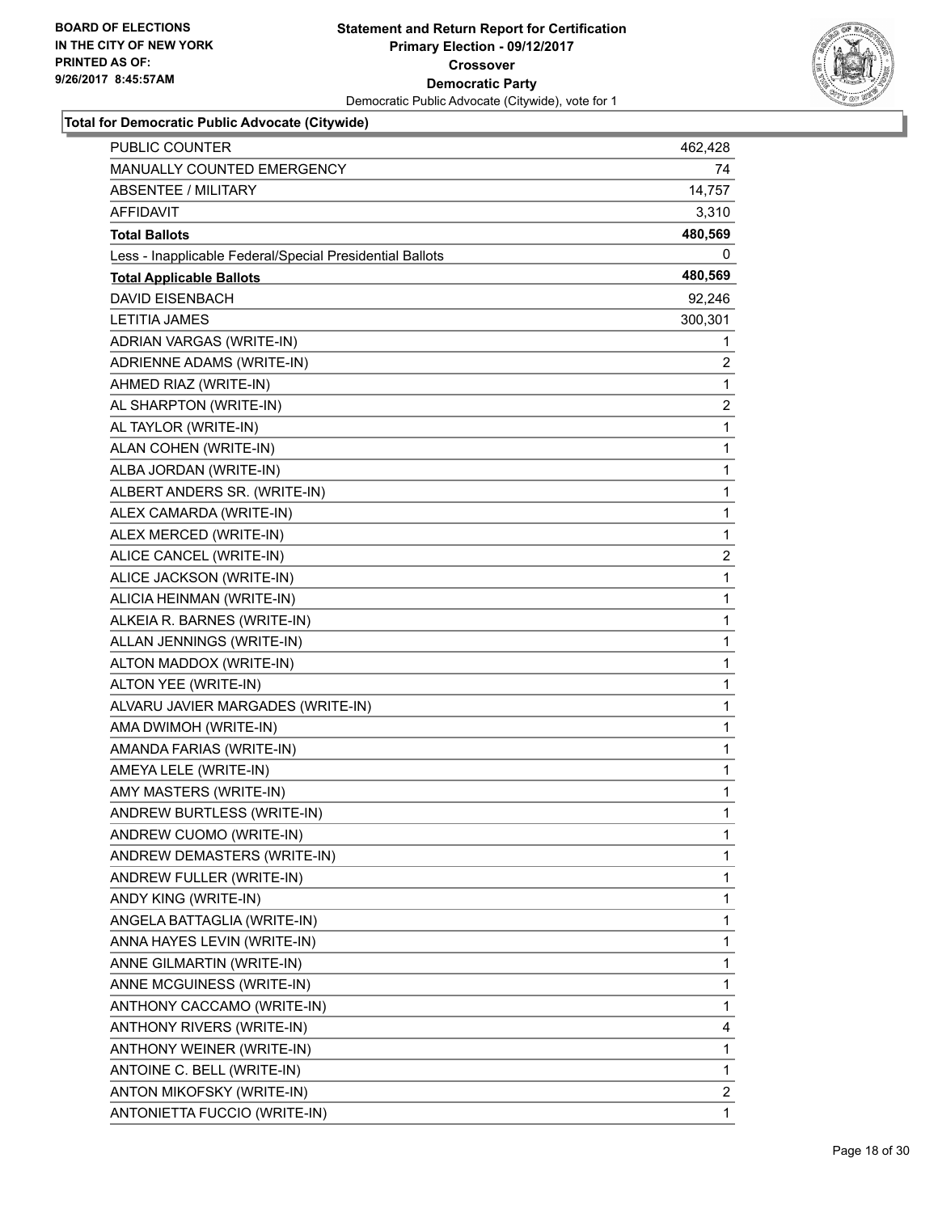**Statement and Return Report for Certification**
**Primary Election - 09/12/2017**
**Crossover**
**Democratic Party**
Democratic Public Advocate (Citywide), vote for 1

BOARD OF ELECTIONS
IN THE CITY OF NEW YORK
PRINTED AS OF:
9/26/2017 8:45:57AM

### Total for Democratic Public Advocate (Citywide)

| | |
|---|---|
| PUBLIC COUNTER | 462,428 |
| MANUALLY COUNTED EMERGENCY | 74 |
| ABSENTEE / MILITARY | 14,757 |
| AFFIDAVIT | 3,310 |
| **Total Ballots** | **480,569** |
| Less - Inapplicable Federal/Special Presidential Ballots | 0 |
| **Total Applicable Ballots** | **480,569** |
| DAVID EISENBACH | 92,246 |
| LETITIA JAMES | 300,301 |
| ADRIAN VARGAS (WRITE-IN) | 1 |
| ADRIENNE ADAMS (WRITE-IN) | 2 |
| AHMED RIAZ (WRITE-IN) | 1 |
| AL SHARPTON (WRITE-IN) | 2 |
| AL TAYLOR (WRITE-IN) | 1 |
| ALAN COHEN (WRITE-IN) | 1 |
| ALBA JORDAN (WRITE-IN) | 1 |
| ALBERT ANDERS SR. (WRITE-IN) | 1 |
| ALEX CAMARDA (WRITE-IN) | 1 |
| ALEX MERCED (WRITE-IN) | 1 |
| ALICE CANCEL (WRITE-IN) | 2 |
| ALICE JACKSON (WRITE-IN) | 1 |
| ALICIA HEINMAN (WRITE-IN) | 1 |
| ALKEIA R. BARNES (WRITE-IN) | 1 |
| ALLAN JENNINGS (WRITE-IN) | 1 |
| ALTON MADDOX (WRITE-IN) | 1 |
| ALTON YEE (WRITE-IN) | 1 |
| ALVARU JAVIER MARGADES (WRITE-IN) | 1 |
| AMA DWIMOH (WRITE-IN) | 1 |
| AMANDA FARIAS (WRITE-IN) | 1 |
| AMEYA LELE (WRITE-IN) | 1 |
| AMY MASTERS (WRITE-IN) | 1 |
| ANDREW BURTLESS (WRITE-IN) | 1 |
| ANDREW CUOMO (WRITE-IN) | 1 |
| ANDREW DEMASTERS (WRITE-IN) | 1 |
| ANDREW FULLER (WRITE-IN) | 1 |
| ANDY KING (WRITE-IN) | 1 |
| ANGELA BATTAGLIA (WRITE-IN) | 1 |
| ANNA HAYES LEVIN (WRITE-IN) | 1 |
| ANNE GILMARTIN (WRITE-IN) | 1 |
| ANNE MCGUINESS (WRITE-IN) | 1 |
| ANTHONY CACCAMO (WRITE-IN) | 1 |
| ANTHONY RIVERS (WRITE-IN) | 4 |
| ANTHONY WEINER (WRITE-IN) | 1 |
| ANTOINE C. BELL (WRITE-IN) | 1 |
| ANTON MIKOFSKY (WRITE-IN) | 2 |
| ANTONIETTA FUCCIO (WRITE-IN) | 1 |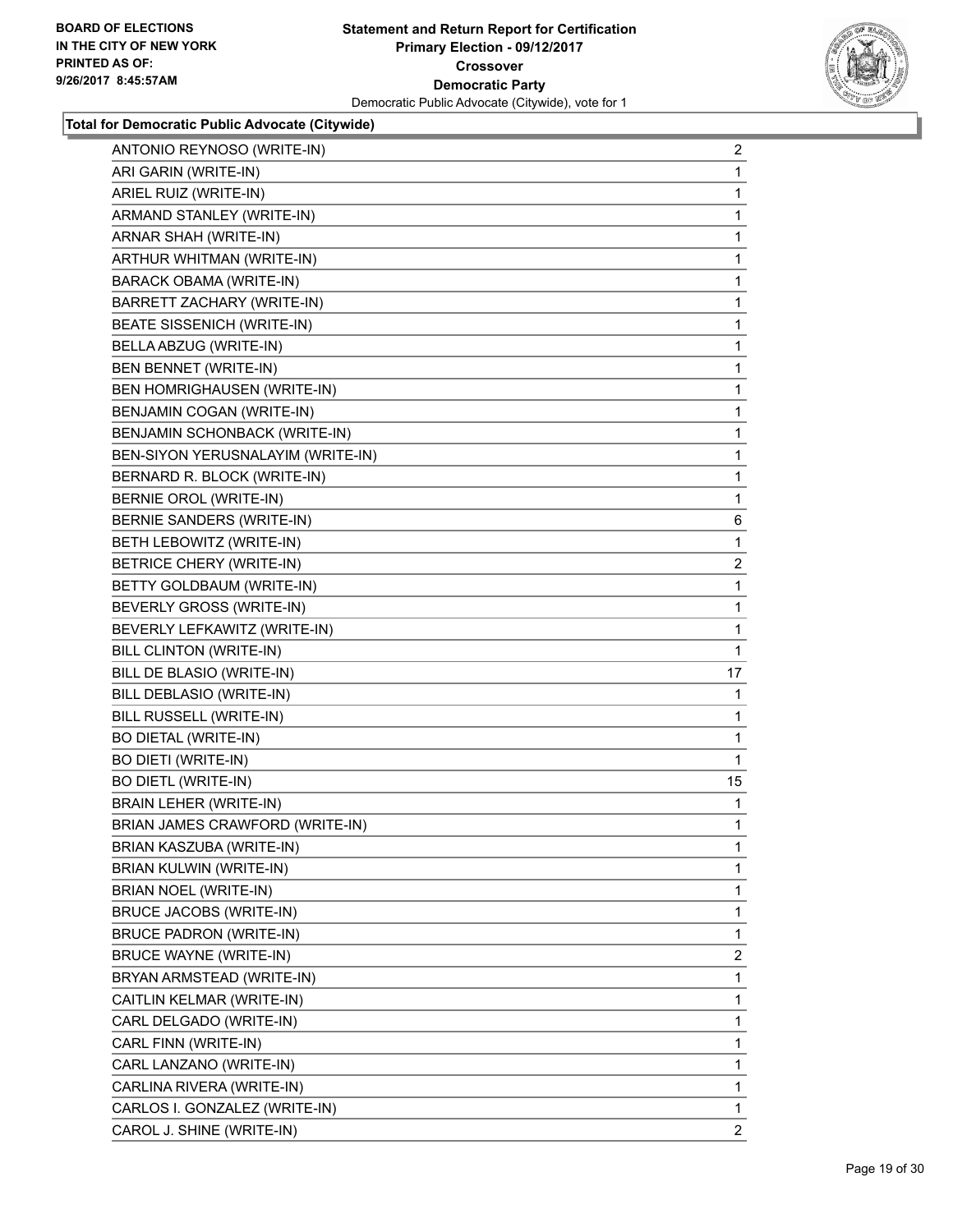**BOARD OF ELECTIONS IN THE CITY OF NEW YORK PRINTED AS OF: 9/26/2017 8:45:57AM**

**Statement and Return Report for Certification Primary Election - 09/12/2017 Crossover Democratic Party**
Democratic Public Advocate (Citywide), vote for 1

**Total for Democratic Public Advocate (Citywide)**

| | |
|---|---|
| ANTONIO REYNOSO (WRITE-IN) | 2 |
| ARI GARIN (WRITE-IN) | 1 |
| ARIEL RUIZ (WRITE-IN) | 1 |
| ARMAND STANLEY (WRITE-IN) | 1 |
| ARNAR SHAH (WRITE-IN) | 1 |
| ARTHUR WHITMAN (WRITE-IN) | 1 |
| BARACK OBAMA (WRITE-IN) | 1 |
| BARRETT ZACHARY (WRITE-IN) | 1 |
| BEATE SISSENICH (WRITE-IN) | 1 |
| BELLA ABZUG (WRITE-IN) | 1 |
| BEN BENNET (WRITE-IN) | 1 |
| BEN HOMRIGHAUSEN (WRITE-IN) | 1 |
| BENJAMIN COGAN (WRITE-IN) | 1 |
| BENJAMIN SCHONBACK (WRITE-IN) | 1 |
| BEN-SIYON YERUSNALAYIM (WRITE-IN) | 1 |
| BERNARD R. BLOCK (WRITE-IN) | 1 |
| BERNIE OROL (WRITE-IN) | 1 |
| BERNIE SANDERS (WRITE-IN) | 6 |
| BETH LEBOWITZ (WRITE-IN) | 1 |
| BETRICE CHERY (WRITE-IN) | 2 |
| BETTY GOLDBAUM (WRITE-IN) | 1 |
| BEVERLY GROSS (WRITE-IN) | 1 |
| BEVERLY LEFKAWITZ (WRITE-IN) | 1 |
| BILL CLINTON (WRITE-IN) | 1 |
| BILL DE BLASIO (WRITE-IN) | 17 |
| BILL DEBLASIO (WRITE-IN) | 1 |
| BILL RUSSELL (WRITE-IN) | 1 |
| BO DIETAL (WRITE-IN) | 1 |
| BO DIETI (WRITE-IN) | 1 |
| BO DIETL (WRITE-IN) | 15 |
| BRAIN LEHER (WRITE-IN) | 1 |
| BRIAN JAMES CRAWFORD (WRITE-IN) | 1 |
| BRIAN KASZUBA (WRITE-IN) | 1 |
| BRIAN KULWIN (WRITE-IN) | 1 |
| BRIAN NOEL (WRITE-IN) | 1 |
| BRUCE JACOBS (WRITE-IN) | 1 |
| BRUCE PADRON (WRITE-IN) | 1 |
| BRUCE WAYNE (WRITE-IN) | 2 |
| BRYAN ARMSTEAD (WRITE-IN) | 1 |
| CAITLIN KELMAR (WRITE-IN) | 1 |
| CARL DELGADO (WRITE-IN) | 1 |
| CARL FINN (WRITE-IN) | 1 |
| CARL LANZANO (WRITE-IN) | 1 |
| CARLINA RIVERA (WRITE-IN) | 1 |
| CARLOS I. GONZALEZ (WRITE-IN) | 1 |
| CAROL J. SHINE (WRITE-IN) | 2 |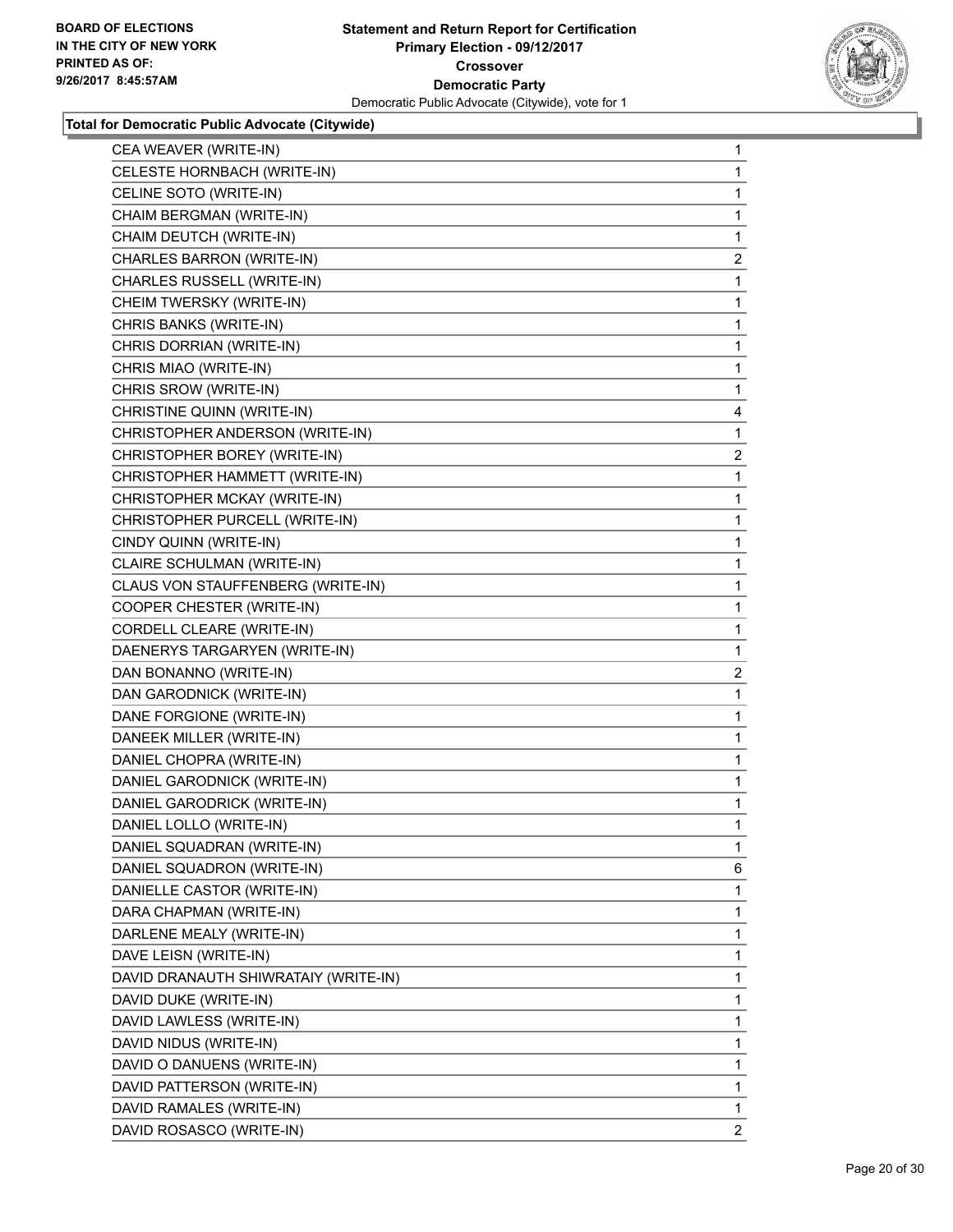**BOARD OF ELECTIONS**
**IN THE CITY OF NEW YORK**
**PRINTED AS OF:**
**9/26/2017 8:45:57AM**

**Statement and Return Report for Certification**
**Primary Election - 09/12/2017**
**Crossover**
**Democratic Party**
Democratic Public Advocate (Citywide), vote for 1

### Total for Democratic Public Advocate (Citywide)

| | |
|---|---|
| CEA WEAVER (WRITE-IN) | 1 |
| CELESTE HORNBACH (WRITE-IN) | 1 |
| CELINE SOTO (WRITE-IN) | 1 |
| CHAIM BERGMAN (WRITE-IN) | 1 |
| CHAIM DEUTCH (WRITE-IN) | 1 |
| CHARLES BARRON (WRITE-IN) | 2 |
| CHARLES RUSSELL (WRITE-IN) | 1 |
| CHEIM TWERSKY (WRITE-IN) | 1 |
| CHRIS BANKS (WRITE-IN) | 1 |
| CHRIS DORRIAN (WRITE-IN) | 1 |
| CHRIS MIAO (WRITE-IN) | 1 |
| CHRIS SROW (WRITE-IN) | 1 |
| CHRISTINE QUINN (WRITE-IN) | 4 |
| CHRISTOPHER ANDERSON (WRITE-IN) | 1 |
| CHRISTOPHER BOREY (WRITE-IN) | 2 |
| CHRISTOPHER HAMMETT (WRITE-IN) | 1 |
| CHRISTOPHER MCKAY (WRITE-IN) | 1 |
| CHRISTOPHER PURCELL (WRITE-IN) | 1 |
| CINDY QUINN (WRITE-IN) | 1 |
| CLAIRE SCHULMAN (WRITE-IN) | 1 |
| CLAUS VON STAUFFENBERG (WRITE-IN) | 1 |
| COOPER CHESTER (WRITE-IN) | 1 |
| CORDELL CLEARE (WRITE-IN) | 1 |
| DAENERYS TARGARYEN (WRITE-IN) | 1 |
| DAN BONANNO (WRITE-IN) | 2 |
| DAN GARODNICK (WRITE-IN) | 1 |
| DANE FORGIONE (WRITE-IN) | 1 |
| DANEEK MILLER (WRITE-IN) | 1 |
| DANIEL CHOPRA (WRITE-IN) | 1 |
| DANIEL GARODNICK (WRITE-IN) | 1 |
| DANIEL GARODRICK (WRITE-IN) | 1 |
| DANIEL LOLLO (WRITE-IN) | 1 |
| DANIEL SQUADRAN (WRITE-IN) | 1 |
| DANIEL SQUADRON (WRITE-IN) | 6 |
| DANIELLE CASTOR (WRITE-IN) | 1 |
| DARA CHAPMAN (WRITE-IN) | 1 |
| DARLENE MEALY (WRITE-IN) | 1 |
| DAVE LEISN (WRITE-IN) | 1 |
| DAVID DRANAUTH SHIWRATAIY (WRITE-IN) | 1 |
| DAVID DUKE (WRITE-IN) | 1 |
| DAVID LAWLESS (WRITE-IN) | 1 |
| DAVID NIDUS (WRITE-IN) | 1 |
| DAVID O DANUENS (WRITE-IN) | 1 |
| DAVID PATTERSON (WRITE-IN) | 1 |
| DAVID RAMALES (WRITE-IN) | 1 |
| DAVID ROSASCO (WRITE-IN) | 2 |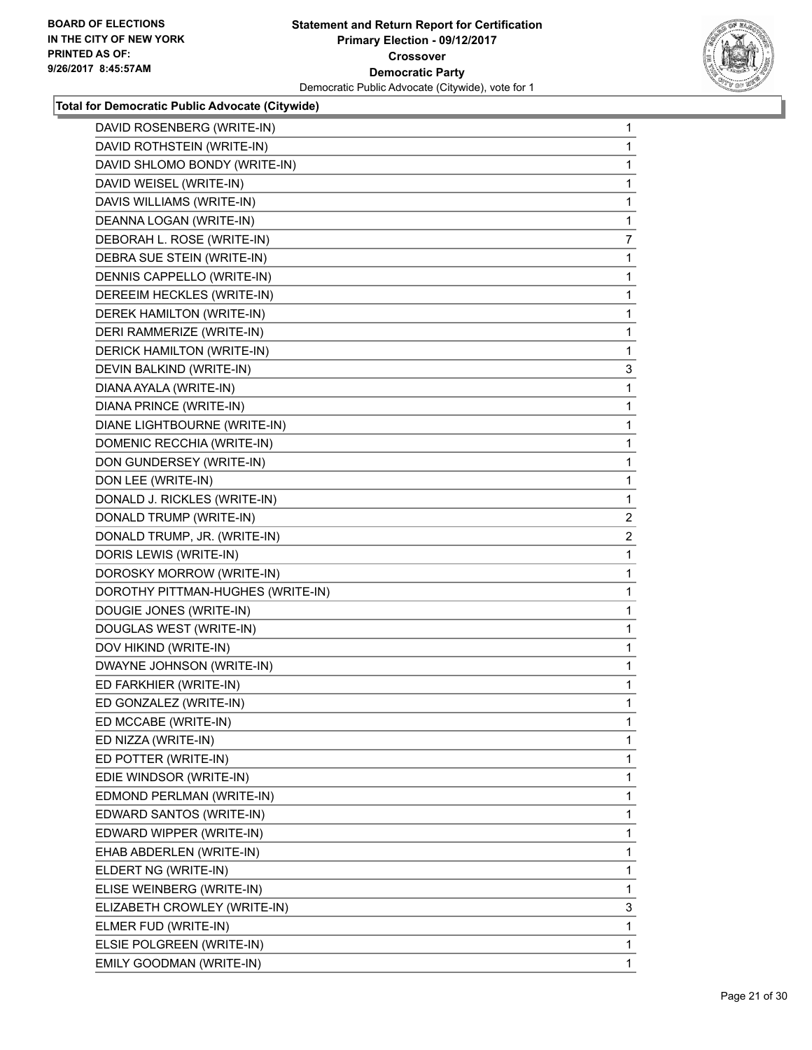**Total for Democratic Public Advocate (Citywide)**

| Candidate | Votes |
|---|---|
| DAVID ROSENBERG (WRITE-IN) | 1 |
| DAVID ROTHSTEIN (WRITE-IN) | 1 |
| DAVID SHLOMO BONDY (WRITE-IN) | 1 |
| DAVID WEISEL (WRITE-IN) | 1 |
| DAVIS WILLIAMS (WRITE-IN) | 1 |
| DEANNA LOGAN (WRITE-IN) | 1 |
| DEBORAH L. ROSE (WRITE-IN) | 7 |
| DEBRA SUE STEIN (WRITE-IN) | 1 |
| DENNIS CAPPELLO (WRITE-IN) | 1 |
| DEREEIM HECKLES (WRITE-IN) | 1 |
| DEREK HAMILTON (WRITE-IN) | 1 |
| DERI RAMMERIZE (WRITE-IN) | 1 |
| DERICK HAMILTON (WRITE-IN) | 1 |
| DEVIN BALKIND (WRITE-IN) | 3 |
| DIANA AYALA (WRITE-IN) | 1 |
| DIANA PRINCE (WRITE-IN) | 1 |
| DIANE LIGHTBOURNE (WRITE-IN) | 1 |
| DOMENIC RECCHIA (WRITE-IN) | 1 |
| DON GUNDERSEY (WRITE-IN) | 1 |
| DON LEE (WRITE-IN) | 1 |
| DONALD J. RICKLES (WRITE-IN) | 1 |
| DONALD TRUMP (WRITE-IN) | 2 |
| DONALD TRUMP, JR. (WRITE-IN) | 2 |
| DORIS LEWIS (WRITE-IN) | 1 |
| DOROSKY MORROW (WRITE-IN) | 1 |
| DOROTHY PITTMAN-HUGHES (WRITE-IN) | 1 |
| DOUGIE JONES (WRITE-IN) | 1 |
| DOUGLAS WEST (WRITE-IN) | 1 |
| DOV HIKIND (WRITE-IN) | 1 |
| DWAYNE JOHNSON (WRITE-IN) | 1 |
| ED FARKHIER (WRITE-IN) | 1 |
| ED GONZALEZ (WRITE-IN) | 1 |
| ED MCCABE (WRITE-IN) | 1 |
| ED NIZZA (WRITE-IN) | 1 |
| ED POTTER (WRITE-IN) | 1 |
| EDIE WINDSOR (WRITE-IN) | 1 |
| EDMOND PERLMAN (WRITE-IN) | 1 |
| EDWARD SANTOS (WRITE-IN) | 1 |
| EDWARD WIPPER (WRITE-IN) | 1 |
| EHAB ABDERLEN (WRITE-IN) | 1 |
| ELDERT NG (WRITE-IN) | 1 |
| ELISE WEINBERG (WRITE-IN) | 1 |
| ELIZABETH CROWLEY (WRITE-IN) | 3 |
| ELMER FUD (WRITE-IN) | 1 |
| ELSIE POLGREEN (WRITE-IN) | 1 |
| EMILY GOODMAN (WRITE-IN) | 1 |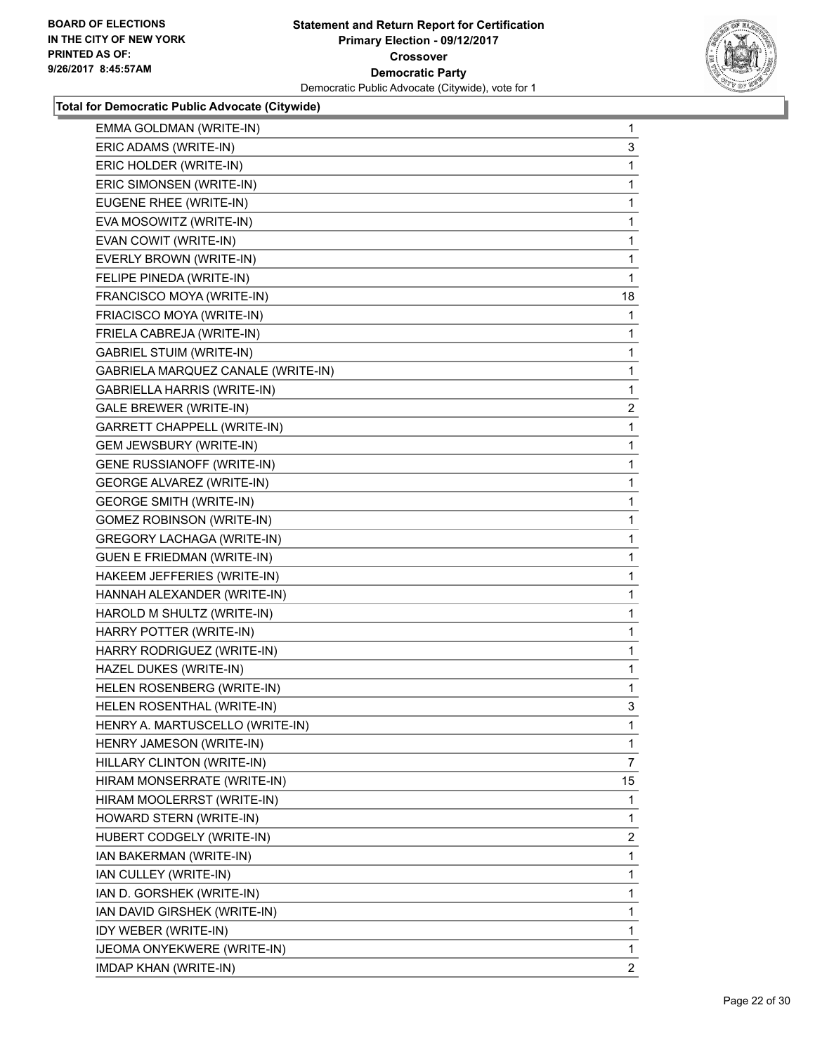**Total for Democratic Public Advocate (Citywide)**

| | |
|---|---|
| EMMA GOLDMAN (WRITE-IN) | 1 |
| ERIC ADAMS (WRITE-IN) | 3 |
| ERIC HOLDER (WRITE-IN) | 1 |
| ERIC SIMONSEN (WRITE-IN) | 1 |
| EUGENE RHEE (WRITE-IN) | 1 |
| EVA MOSOWITZ (WRITE-IN) | 1 |
| EVAN COWIT (WRITE-IN) | 1 |
| EVERLY BROWN (WRITE-IN) | 1 |
| FELIPE PINEDA (WRITE-IN) | 1 |
| FRANCISCO MOYA (WRITE-IN) | 18 |
| FRIACISCO MOYA (WRITE-IN) | 1 |
| FRIELA CABREJA (WRITE-IN) | 1 |
| GABRIEL STUIM (WRITE-IN) | 1 |
| GABRIELA MARQUEZ CANALE (WRITE-IN) | 1 |
| GABRIELLA HARRIS (WRITE-IN) | 1 |
| GALE BREWER (WRITE-IN) | 2 |
| GARRETT CHAPPELL (WRITE-IN) | 1 |
| GEM JEWSBURY (WRITE-IN) | 1 |
| GENE RUSSIANOFF (WRITE-IN) | 1 |
| GEORGE ALVAREZ (WRITE-IN) | 1 |
| GEORGE SMITH (WRITE-IN) | 1 |
| GOMEZ ROBINSON (WRITE-IN) | 1 |
| GREGORY LACHAGA (WRITE-IN) | 1 |
| GUEN E FRIEDMAN (WRITE-IN) | 1 |
| HAKEEM JEFFERIES (WRITE-IN) | 1 |
| HANNAH ALEXANDER (WRITE-IN) | 1 |
| HAROLD M SHULTZ (WRITE-IN) | 1 |
| HARRY POTTER (WRITE-IN) | 1 |
| HARRY RODRIGUEZ (WRITE-IN) | 1 |
| HAZEL DUKES (WRITE-IN) | 1 |
| HELEN ROSENBERG (WRITE-IN) | 1 |
| HELEN ROSENTHAL (WRITE-IN) | 3 |
| HENRY A. MARTUSCELLO (WRITE-IN) | 1 |
| HENRY JAMESON (WRITE-IN) | 1 |
| HILLARY CLINTON (WRITE-IN) | 7 |
| HIRAM MONSERRATE (WRITE-IN) | 15 |
| HIRAM MOOLERRST (WRITE-IN) | 1 |
| HOWARD STERN (WRITE-IN) | 1 |
| HUBERT CODGELY (WRITE-IN) | 2 |
| IAN BAKERMAN (WRITE-IN) | 1 |
| IAN CULLEY (WRITE-IN) | 1 |
| IAN D. GORSHEK (WRITE-IN) | 1 |
| IAN DAVID GIRSHEK (WRITE-IN) | 1 |
| IDY WEBER (WRITE-IN) | 1 |
| IJEOMA ONYEKWERE (WRITE-IN) | 1 |
| IMDAP KHAN (WRITE-IN) | 2 |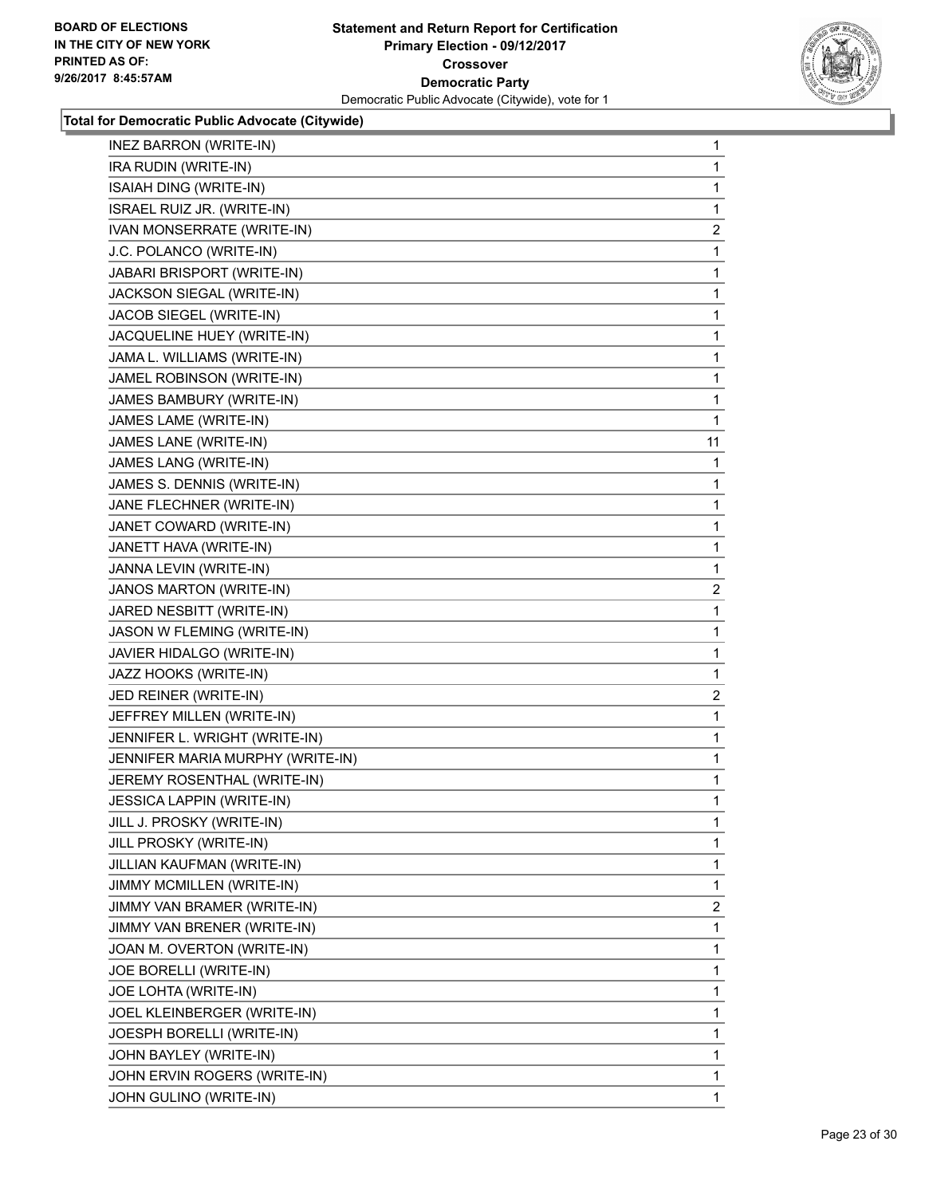**Total for Democratic Public Advocate (Citywide)**

| | |
|---|---|
| INEZ BARRON (WRITE-IN) | 1 |
| IRA RUDIN (WRITE-IN) | 1 |
| ISAIAH DING (WRITE-IN) | 1 |
| ISRAEL RUIZ JR. (WRITE-IN) | 1 |
| IVAN MONSERRATE (WRITE-IN) | 2 |
| J.C. POLANCO (WRITE-IN) | 1 |
| JABARI BRISPORT (WRITE-IN) | 1 |
| JACKSON SIEGAL (WRITE-IN) | 1 |
| JACOB SIEGEL (WRITE-IN) | 1 |
| JACQUELINE HUEY (WRITE-IN) | 1 |
| JAMA L. WILLIAMS (WRITE-IN) | 1 |
| JAMEL ROBINSON (WRITE-IN) | 1 |
| JAMES BAMBURY (WRITE-IN) | 1 |
| JAMES LAME (WRITE-IN) | 1 |
| JAMES LANE (WRITE-IN) | 11 |
| JAMES LANG (WRITE-IN) | 1 |
| JAMES S. DENNIS (WRITE-IN) | 1 |
| JANE FLECHNER (WRITE-IN) | 1 |
| JANET COWARD (WRITE-IN) | 1 |
| JANETT HAVA (WRITE-IN) | 1 |
| JANNA LEVIN (WRITE-IN) | 1 |
| JANOS MARTON (WRITE-IN) | 2 |
| JARED NESBITT (WRITE-IN) | 1 |
| JASON W FLEMING (WRITE-IN) | 1 |
| JAVIER HIDALGO (WRITE-IN) | 1 |
| JAZZ HOOKS (WRITE-IN) | 1 |
| JED REINER (WRITE-IN) | 2 |
| JEFFREY MILLEN (WRITE-IN) | 1 |
| JENNIFER L. WRIGHT (WRITE-IN) | 1 |
| JENNIFER MARIA MURPHY (WRITE-IN) | 1 |
| JEREMY ROSENTHAL (WRITE-IN) | 1 |
| JESSICA LAPPIN (WRITE-IN) | 1 |
| JILL J. PROSKY (WRITE-IN) | 1 |
| JILL PROSKY (WRITE-IN) | 1 |
| JILLIAN KAUFMAN (WRITE-IN) | 1 |
| JIMMY MCMILLEN (WRITE-IN) | 1 |
| JIMMY VAN BRAMER (WRITE-IN) | 2 |
| JIMMY VAN BRENER (WRITE-IN) | 1 |
| JOAN M. OVERTON (WRITE-IN) | 1 |
| JOE BORELLI (WRITE-IN) | 1 |
| JOE LOHTA (WRITE-IN) | 1 |
| JOEL KLEINBERGER (WRITE-IN) | 1 |
| JOESPH BORELLI (WRITE-IN) | 1 |
| JOHN BAYLEY (WRITE-IN) | 1 |
| JOHN ERVIN ROGERS (WRITE-IN) | 1 |
| JOHN GULINO (WRITE-IN) | 1 |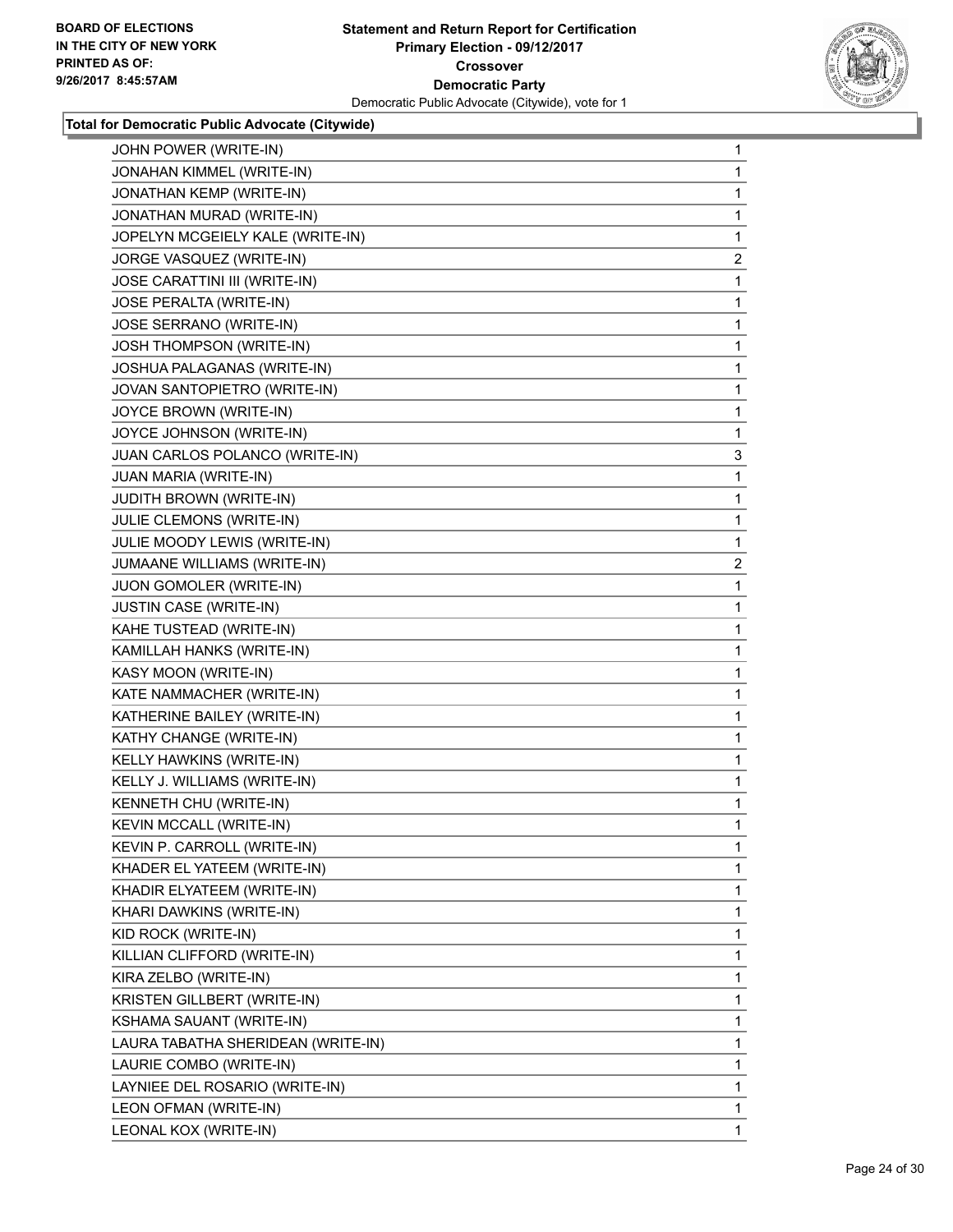### Total for Democratic Public Advocate (Citywide)

| Candidate | Votes |
|---|---|
| JOHN POWER (WRITE-IN) | 1 |
| JONAHAN KIMMEL (WRITE-IN) | 1 |
| JONATHAN KEMP (WRITE-IN) | 1 |
| JONATHAN MURAD (WRITE-IN) | 1 |
| JOPELYN MCGEIELY KALE (WRITE-IN) | 1 |
| JORGE VASQUEZ (WRITE-IN) | 2 |
| JOSE CARATTINI III (WRITE-IN) | 1 |
| JOSE PERALTA (WRITE-IN) | 1 |
| JOSE SERRANO (WRITE-IN) | 1 |
| JOSH THOMPSON (WRITE-IN) | 1 |
| JOSHUA PALAGANAS (WRITE-IN) | 1 |
| JOVAN SANTOPIETRO (WRITE-IN) | 1 |
| JOYCE BROWN (WRITE-IN) | 1 |
| JOYCE JOHNSON (WRITE-IN) | 1 |
| JUAN CARLOS POLANCO (WRITE-IN) | 3 |
| JUAN MARIA (WRITE-IN) | 1 |
| JUDITH BROWN (WRITE-IN) | 1 |
| JULIE CLEMONS (WRITE-IN) | 1 |
| JULIE MOODY LEWIS (WRITE-IN) | 1 |
| JUMAANE WILLIAMS (WRITE-IN) | 2 |
| JUON GOMOLER (WRITE-IN) | 1 |
| JUSTIN CASE (WRITE-IN) | 1 |
| KAHE TUSTEAD (WRITE-IN) | 1 |
| KAMILLAH HANKS (WRITE-IN) | 1 |
| KASY MOON (WRITE-IN) | 1 |
| KATE NAMMACHER (WRITE-IN) | 1 |
| KATHERINE BAILEY (WRITE-IN) | 1 |
| KATHY CHANGE (WRITE-IN) | 1 |
| KELLY HAWKINS (WRITE-IN) | 1 |
| KELLY J. WILLIAMS (WRITE-IN) | 1 |
| KENNETH CHU (WRITE-IN) | 1 |
| KEVIN MCCALL (WRITE-IN) | 1 |
| KEVIN P. CARROLL (WRITE-IN) | 1 |
| KHADER EL YATEEM (WRITE-IN) | 1 |
| KHADIR ELYATEEM (WRITE-IN) | 1 |
| KHARI DAWKINS (WRITE-IN) | 1 |
| KID ROCK (WRITE-IN) | 1 |
| KILLIAN CLIFFORD (WRITE-IN) | 1 |
| KIRA ZELBO (WRITE-IN) | 1 |
| KRISTEN GILLBERT (WRITE-IN) | 1 |
| KSHAMA SAUANT (WRITE-IN) | 1 |
| LAURA TABATHA SHERIDEAN (WRITE-IN) | 1 |
| LAURIE COMBO (WRITE-IN) | 1 |
| LAYNIEE DEL ROSARIO (WRITE-IN) | 1 |
| LEON OFMAN (WRITE-IN) | 1 |
| LEONAL KOX (WRITE-IN) | 1 |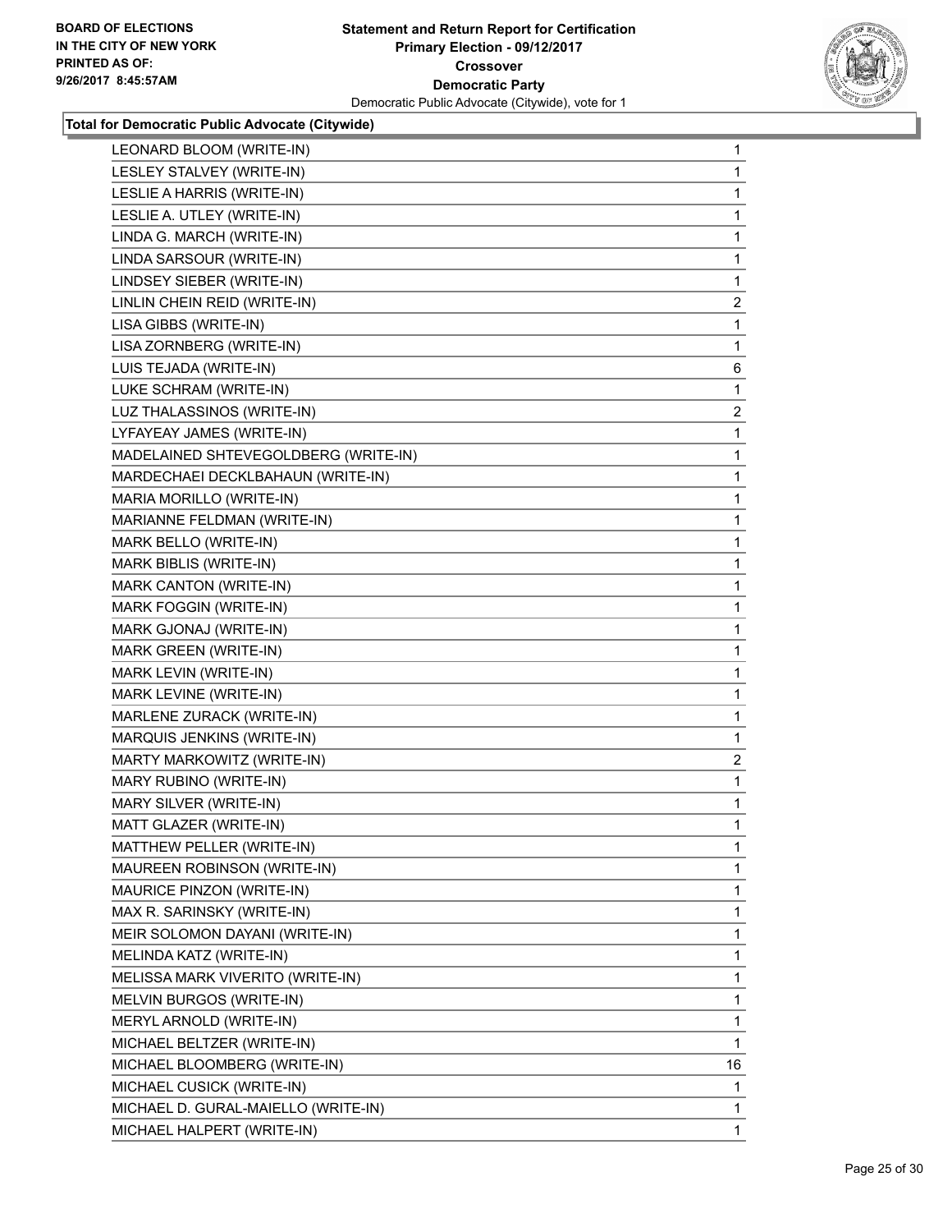**BOARD OF ELECTIONS IN THE CITY OF NEW YORK PRINTED AS OF: 9/26/2017 8:45:57AM**

**Statement and Return Report for Certification Primary Election - 09/12/2017 Crossover Democratic Party**
Democratic Public Advocate (Citywide), vote for 1

### Total for Democratic Public Advocate (Citywide)

| Candidate | Votes |
|---|---|
| LEONARD BLOOM (WRITE-IN) | 1 |
| LESLEY STALVEY (WRITE-IN) | 1 |
| LESLIE A HARRIS (WRITE-IN) | 1 |
| LESLIE A. UTLEY (WRITE-IN) | 1 |
| LINDA G. MARCH (WRITE-IN) | 1 |
| LINDA SARSOUR (WRITE-IN) | 1 |
| LINDSEY SIEBER (WRITE-IN) | 1 |
| LINLIN CHEIN REID (WRITE-IN) | 2 |
| LISA GIBBS (WRITE-IN) | 1 |
| LISA ZORNBERG (WRITE-IN) | 1 |
| LUIS TEJADA (WRITE-IN) | 6 |
| LUKE SCHRAM (WRITE-IN) | 1 |
| LUZ THALASSINOS (WRITE-IN) | 2 |
| LYFAYEAY JAMES (WRITE-IN) | 1 |
| MADELAINED SHTEVEGOLDBERG (WRITE-IN) | 1 |
| MARDECHAEI DECKLBAHAUN (WRITE-IN) | 1 |
| MARIA MORILLO (WRITE-IN) | 1 |
| MARIANNE FELDMAN (WRITE-IN) | 1 |
| MARK BELLO (WRITE-IN) | 1 |
| MARK BIBLIS (WRITE-IN) | 1 |
| MARK CANTON (WRITE-IN) | 1 |
| MARK FOGGIN (WRITE-IN) | 1 |
| MARK GJONAJ (WRITE-IN) | 1 |
| MARK GREEN (WRITE-IN) | 1 |
| MARK LEVIN (WRITE-IN) | 1 |
| MARK LEVINE (WRITE-IN) | 1 |
| MARLENE ZURACK (WRITE-IN) | 1 |
| MARQUIS JENKINS (WRITE-IN) | 1 |
| MARTY MARKOWITZ (WRITE-IN) | 2 |
| MARY RUBINO (WRITE-IN) | 1 |
| MARY SILVER (WRITE-IN) | 1 |
| MATT GLAZER (WRITE-IN) | 1 |
| MATTHEW PELLER (WRITE-IN) | 1 |
| MAUREEN ROBINSON (WRITE-IN) | 1 |
| MAURICE PINZON (WRITE-IN) | 1 |
| MAX R. SARINSKY (WRITE-IN) | 1 |
| MEIR SOLOMON DAYANI (WRITE-IN) | 1 |
| MELINDA KATZ (WRITE-IN) | 1 |
| MELISSA MARK VIVERITO (WRITE-IN) | 1 |
| MELVIN BURGOS (WRITE-IN) | 1 |
| MERYL ARNOLD (WRITE-IN) | 1 |
| MICHAEL BELTZER (WRITE-IN) | 1 |
| MICHAEL BLOOMBERG (WRITE-IN) | 16 |
| MICHAEL CUSICK (WRITE-IN) | 1 |
| MICHAEL D. GURAL-MAIELLO (WRITE-IN) | 1 |
| MICHAEL HALPERT (WRITE-IN) | 1 |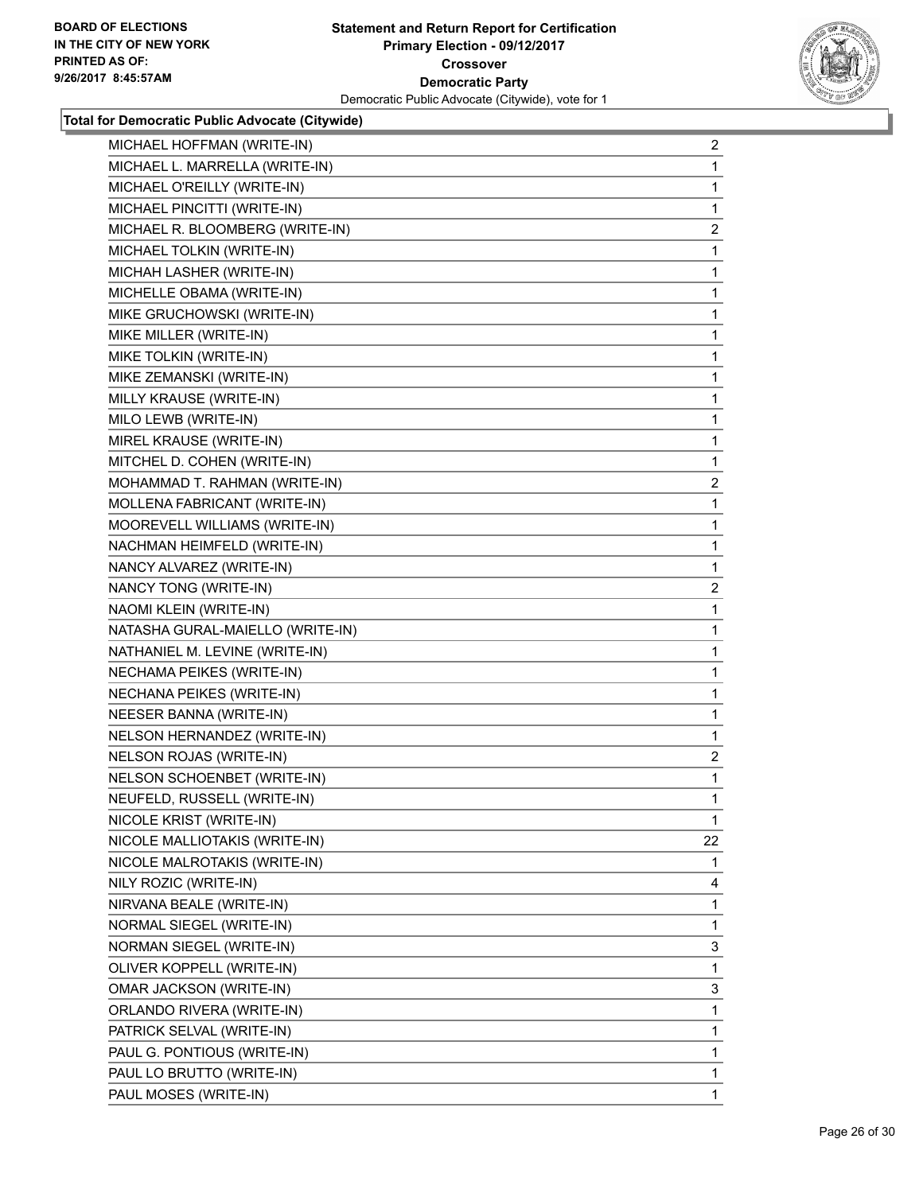**BOARD OF ELECTIONS IN THE CITY OF NEW YORK PRINTED AS OF: 9/26/2017 8:45:57AM**

**Statement and Return Report for Certification Primary Election - 09/12/2017 Crossover Democratic Party**
Democratic Public Advocate (Citywide), vote for 1

**Total for Democratic Public Advocate (Citywide)**

| | |
|---|---|
| MICHAEL HOFFMAN (WRITE-IN) | 2 |
| MICHAEL L. MARRELLA (WRITE-IN) | 1 |
| MICHAEL O'REILLY (WRITE-IN) | 1 |
| MICHAEL PINCITTI (WRITE-IN) | 1 |
| MICHAEL R. BLOOMBERG (WRITE-IN) | 2 |
| MICHAEL TOLKIN (WRITE-IN) | 1 |
| MICHAH LASHER (WRITE-IN) | 1 |
| MICHELLE OBAMA (WRITE-IN) | 1 |
| MIKE GRUCHOWSKI (WRITE-IN) | 1 |
| MIKE MILLER (WRITE-IN) | 1 |
| MIKE TOLKIN (WRITE-IN) | 1 |
| MIKE ZEMANSKI (WRITE-IN) | 1 |
| MILLY KRAUSE (WRITE-IN) | 1 |
| MILO LEWB (WRITE-IN) | 1 |
| MIREL KRAUSE (WRITE-IN) | 1 |
| MITCHEL D. COHEN (WRITE-IN) | 1 |
| MOHAMMAD T. RAHMAN (WRITE-IN) | 2 |
| MOLLENA FABRICANT (WRITE-IN) | 1 |
| MOOREVELL WILLIAMS (WRITE-IN) | 1 |
| NACHMAN HEIMFELD (WRITE-IN) | 1 |
| NANCY ALVAREZ (WRITE-IN) | 1 |
| NANCY TONG (WRITE-IN) | 2 |
| NAOMI KLEIN (WRITE-IN) | 1 |
| NATASHA GURAL-MAIELLO (WRITE-IN) | 1 |
| NATHANIEL M. LEVINE (WRITE-IN) | 1 |
| NECHAMA PEIKES (WRITE-IN) | 1 |
| NECHANA PEIKES (WRITE-IN) | 1 |
| NEESER BANNA (WRITE-IN) | 1 |
| NELSON HERNANDEZ (WRITE-IN) | 1 |
| NELSON ROJAS (WRITE-IN) | 2 |
| NELSON SCHOENBET (WRITE-IN) | 1 |
| NEUFELD, RUSSELL (WRITE-IN) | 1 |
| NICOLE KRIST (WRITE-IN) | 1 |
| NICOLE MALLIOTAKIS (WRITE-IN) | 22 |
| NICOLE MALROTAKIS (WRITE-IN) | 1 |
| NILY ROZIC (WRITE-IN) | 4 |
| NIRVANA BEALE (WRITE-IN) | 1 |
| NORMAL SIEGEL (WRITE-IN) | 1 |
| NORMAN SIEGEL (WRITE-IN) | 3 |
| OLIVER KOPPELL (WRITE-IN) | 1 |
| OMAR JACKSON (WRITE-IN) | 3 |
| ORLANDO RIVERA (WRITE-IN) | 1 |
| PATRICK SELVAL (WRITE-IN) | 1 |
| PAUL G. PONTIOUS (WRITE-IN) | 1 |
| PAUL LO BRUTTO (WRITE-IN) | 1 |
| PAUL MOSES (WRITE-IN) | 1 |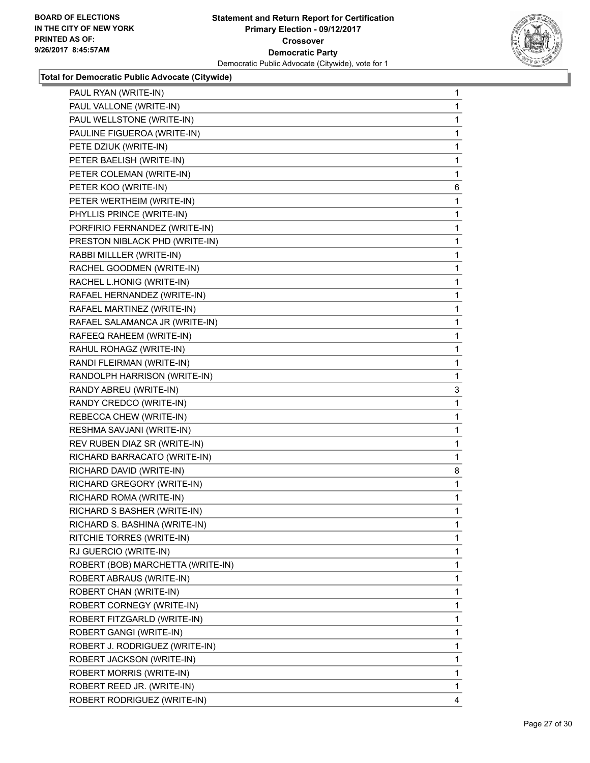**Statement and Return Report for Certification**
**Primary Election - 09/12/2017**
**Crossover**
**Democratic Party**
Democratic Public Advocate (Citywide), vote for 1

BOARD OF ELECTIONS
IN THE CITY OF NEW YORK
PRINTED AS OF:
9/26/2017 8:45:57AM

**Total for Democratic Public Advocate (Citywide)**

| | |
|---|---|
| PAUL RYAN (WRITE-IN) | 1 |
| PAUL VALLONE (WRITE-IN) | 1 |
| PAUL WELLSTONE (WRITE-IN) | 1 |
| PAULINE FIGUEROA (WRITE-IN) | 1 |
| PETE DZIUK (WRITE-IN) | 1 |
| PETER BAELISH (WRITE-IN) | 1 |
| PETER COLEMAN (WRITE-IN) | 1 |
| PETER KOO (WRITE-IN) | 6 |
| PETER WERTHEIM (WRITE-IN) | 1 |
| PHYLLIS PRINCE (WRITE-IN) | 1 |
| PORFIRIO FERNANDEZ (WRITE-IN) | 1 |
| PRESTON NIBLACK PHD (WRITE-IN) | 1 |
| RABBI MILLLER (WRITE-IN) | 1 |
| RACHEL GOODMEN (WRITE-IN) | 1 |
| RACHEL L.HONIG (WRITE-IN) | 1 |
| RAFAEL HERNANDEZ (WRITE-IN) | 1 |
| RAFAEL MARTINEZ (WRITE-IN) | 1 |
| RAFAEL SALAMANCA JR (WRITE-IN) | 1 |
| RAFEEQ RAHEEM (WRITE-IN) | 1 |
| RAHUL ROHAGZ (WRITE-IN) | 1 |
| RANDI FLEIRMAN (WRITE-IN) | 1 |
| RANDOLPH HARRISON (WRITE-IN) | 1 |
| RANDY ABREU (WRITE-IN) | 3 |
| RANDY CREDCO (WRITE-IN) | 1 |
| REBECCA CHEW (WRITE-IN) | 1 |
| RESHMA SAVJANI (WRITE-IN) | 1 |
| REV RUBEN DIAZ SR (WRITE-IN) | 1 |
| RICHARD BARRACATO (WRITE-IN) | 1 |
| RICHARD DAVID (WRITE-IN) | 8 |
| RICHARD GREGORY (WRITE-IN) | 1 |
| RICHARD ROMA (WRITE-IN) | 1 |
| RICHARD S BASHER (WRITE-IN) | 1 |
| RICHARD S. BASHINA (WRITE-IN) | 1 |
| RITCHIE TORRES (WRITE-IN) | 1 |
| RJ GUERCIO (WRITE-IN) | 1 |
| ROBERT (BOB) MARCHETTA (WRITE-IN) | 1 |
| ROBERT ABRAUS (WRITE-IN) | 1 |
| ROBERT CHAN (WRITE-IN) | 1 |
| ROBERT CORNEGY (WRITE-IN) | 1 |
| ROBERT FITZGARLD (WRITE-IN) | 1 |
| ROBERT GANGI (WRITE-IN) | 1 |
| ROBERT J. RODRIGUEZ (WRITE-IN) | 1 |
| ROBERT JACKSON (WRITE-IN) | 1 |
| ROBERT MORRIS (WRITE-IN) | 1 |
| ROBERT REED JR. (WRITE-IN) | 1 |
| ROBERT RODRIGUEZ (WRITE-IN) | 4 |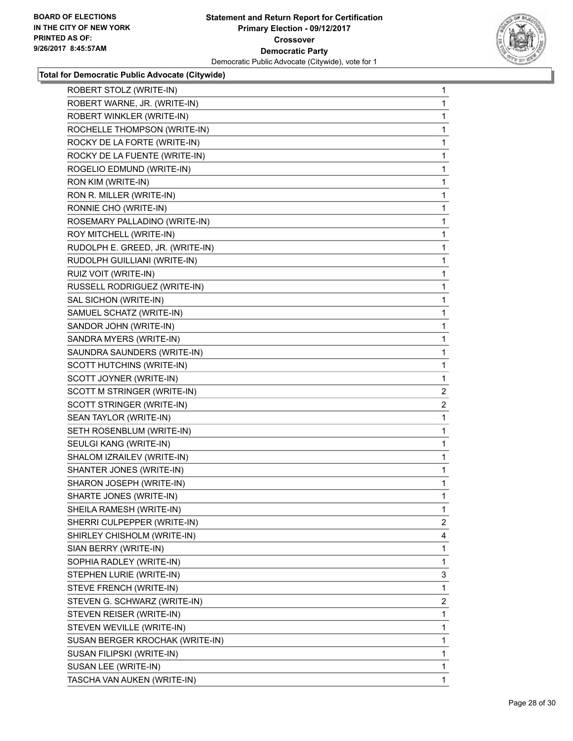**Total for Democratic Public Advocate (Citywide)**

| Candidate | Votes |
|---|---|
| ROBERT STOLZ (WRITE-IN) | 1 |
| ROBERT WARNE, JR. (WRITE-IN) | 1 |
| ROBERT WINKLER (WRITE-IN) | 1 |
| ROCHELLE THOMPSON (WRITE-IN) | 1 |
| ROCKY DE LA FORTE (WRITE-IN) | 1 |
| ROCKY DE LA FUENTE (WRITE-IN) | 1 |
| ROGELIO EDMUND (WRITE-IN) | 1 |
| RON KIM (WRITE-IN) | 1 |
| RON R. MILLER (WRITE-IN) | 1 |
| RONNIE CHO (WRITE-IN) | 1 |
| ROSEMARY PALLADINO (WRITE-IN) | 1 |
| ROY MITCHELL (WRITE-IN) | 1 |
| RUDOLPH E. GREED, JR. (WRITE-IN) | 1 |
| RUDOLPH GUILLIANI (WRITE-IN) | 1 |
| RUIZ VOIT (WRITE-IN) | 1 |
| RUSSELL RODRIGUEZ (WRITE-IN) | 1 |
| SAL SICHON (WRITE-IN) | 1 |
| SAMUEL SCHATZ (WRITE-IN) | 1 |
| SANDOR JOHN (WRITE-IN) | 1 |
| SANDRA MYERS (WRITE-IN) | 1 |
| SAUNDRA SAUNDERS (WRITE-IN) | 1 |
| SCOTT HUTCHINS (WRITE-IN) | 1 |
| SCOTT JOYNER (WRITE-IN) | 1 |
| SCOTT M STRINGER (WRITE-IN) | 2 |
| SCOTT STRINGER (WRITE-IN) | 2 |
| SEAN TAYLOR (WRITE-IN) | 1 |
| SETH ROSENBLUM (WRITE-IN) | 1 |
| SEULGI KANG (WRITE-IN) | 1 |
| SHALOM IZRAILEV (WRITE-IN) | 1 |
| SHANTER JONES (WRITE-IN) | 1 |
| SHARON JOSEPH (WRITE-IN) | 1 |
| SHARTE JONES (WRITE-IN) | 1 |
| SHEILA RAMESH (WRITE-IN) | 1 |
| SHERRI CULPEPPER (WRITE-IN) | 2 |
| SHIRLEY CHISHOLM (WRITE-IN) | 4 |
| SIAN BERRY (WRITE-IN) | 1 |
| SOPHIA RADLEY (WRITE-IN) | 1 |
| STEPHEN LURIE (WRITE-IN) | 3 |
| STEVE FRENCH (WRITE-IN) | 1 |
| STEVEN G. SCHWARZ (WRITE-IN) | 2 |
| STEVEN REISER (WRITE-IN) | 1 |
| STEVEN WEVILLE (WRITE-IN) | 1 |
| SUSAN BERGER KROCHAK (WRITE-IN) | 1 |
| SUSAN FILIPSKI (WRITE-IN) | 1 |
| SUSAN LEE (WRITE-IN) | 1 |
| TASCHA VAN AUKEN (WRITE-IN) | 1 |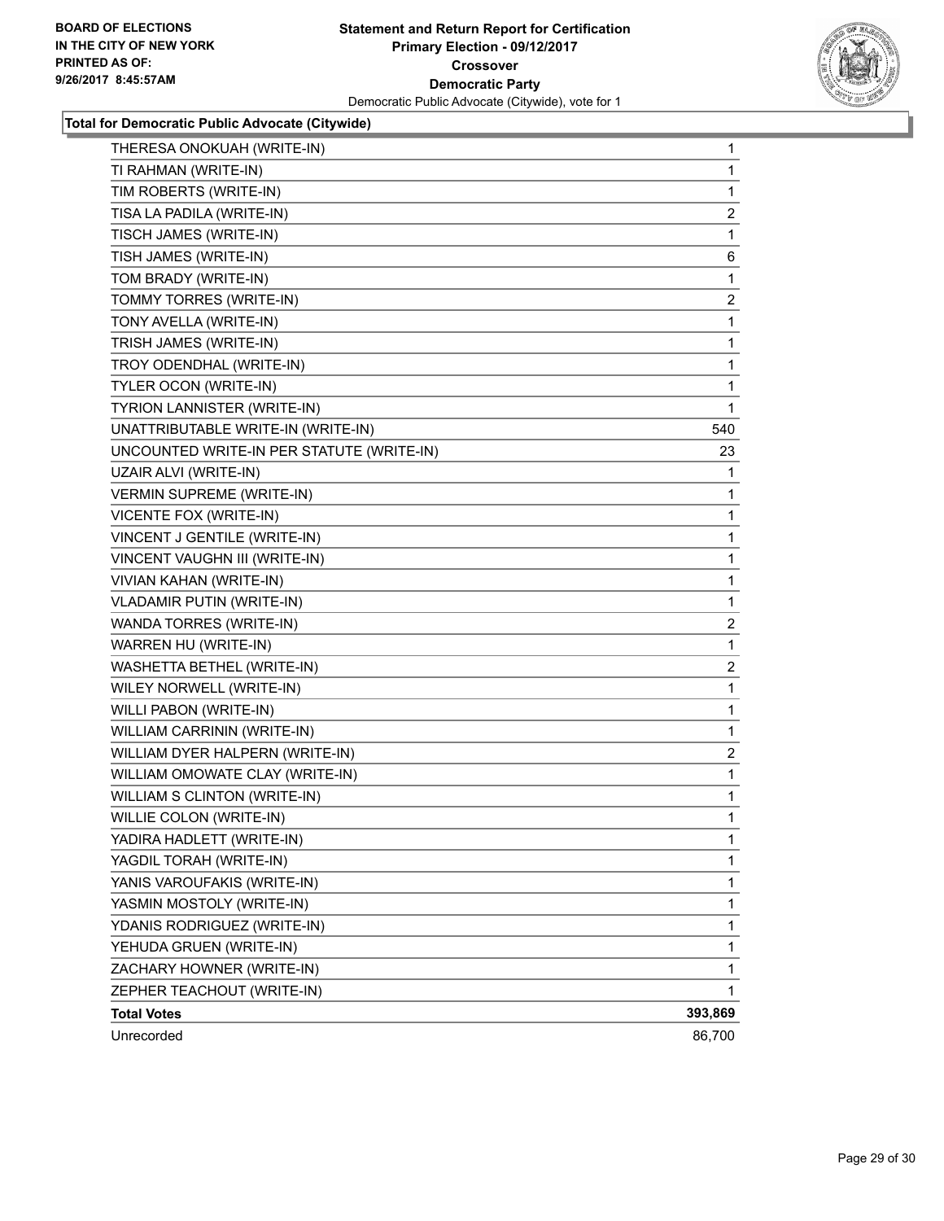**BOARD OF ELECTIONS IN THE CITY OF NEW YORK PRINTED AS OF: 9/26/2017 8:45:57AM**

**Statement and Return Report for Certification**
**Primary Election - 09/12/2017**
**Crossover**
**Democratic Party**
Democratic Public Advocate (Citywide), vote for 1

**Total for Democratic Public Advocate (Citywide)**

| | |
|---|---|
| THERESA ONOKUAH (WRITE-IN) | 1 |
| TI RAHMAN (WRITE-IN) | 1 |
| TIM ROBERTS (WRITE-IN) | 1 |
| TISA LA PADILA (WRITE-IN) | 2 |
| TISCH JAMES (WRITE-IN) | 1 |
| TISH JAMES (WRITE-IN) | 6 |
| TOM BRADY (WRITE-IN) | 1 |
| TOMMY TORRES (WRITE-IN) | 2 |
| TONY AVELLA (WRITE-IN) | 1 |
| TRISH JAMES (WRITE-IN) | 1 |
| TROY ODENDHAL (WRITE-IN) | 1 |
| TYLER OCON (WRITE-IN) | 1 |
| TYRION LANNISTER (WRITE-IN) | 1 |
| UNATTRIBUTABLE WRITE-IN (WRITE-IN) | 540 |
| UNCOUNTED WRITE-IN PER STATUTE (WRITE-IN) | 23 |
| UZAIR ALVI (WRITE-IN) | 1 |
| VERMIN SUPREME (WRITE-IN) | 1 |
| VICENTE FOX (WRITE-IN) | 1 |
| VINCENT J GENTILE (WRITE-IN) | 1 |
| VINCENT VAUGHN III (WRITE-IN) | 1 |
| VIVIAN KAHAN (WRITE-IN) | 1 |
| VLADAMIR PUTIN (WRITE-IN) | 1 |
| WANDA TORRES (WRITE-IN) | 2 |
| WARREN HU (WRITE-IN) | 1 |
| WASHETTA BETHEL (WRITE-IN) | 2 |
| WILEY NORWELL (WRITE-IN) | 1 |
| WILLI PABON (WRITE-IN) | 1 |
| WILLIAM CARRININ (WRITE-IN) | 1 |
| WILLIAM DYER HALPERN (WRITE-IN) | 2 |
| WILLIAM OMOWATE CLAY (WRITE-IN) | 1 |
| WILLIAM S CLINTON (WRITE-IN) | 1 |
| WILLIE COLON (WRITE-IN) | 1 |
| YADIRA HADLETT (WRITE-IN) | 1 |
| YAGDIL TORAH (WRITE-IN) | 1 |
| YANIS VAROUFAKIS (WRITE-IN) | 1 |
| YASMIN MOSTOLY (WRITE-IN) | 1 |
| YDANIS RODRIGUEZ (WRITE-IN) | 1 |
| YEHUDA GRUEN (WRITE-IN) | 1 |
| ZACHARY HOWNER (WRITE-IN) | 1 |
| ZEPHER TEACHOUT (WRITE-IN) | 1 |
| **Total Votes** | **393,869** |
| Unrecorded | 86,700 |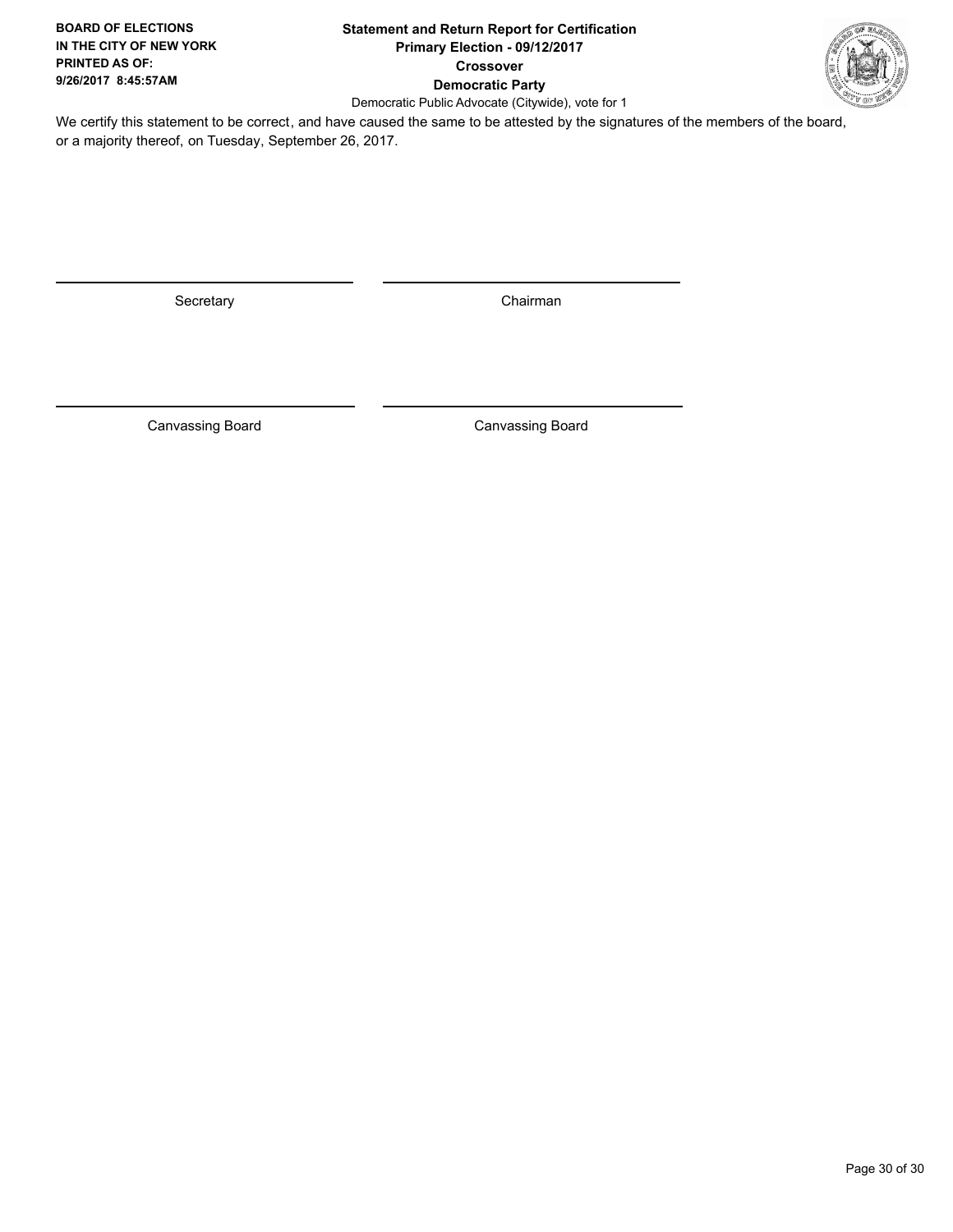**BOARD OF ELECTIONS IN THE CITY OF NEW YORK PRINTED AS OF: 9/26/2017 8:45:57AM**

**Statement and Return Report for Certification**
**Primary Election - 09/12/2017**
**Crossover**
**Democratic Party**
Democratic Public Advocate (Citywide), vote for 1

We certify this statement to be correct, and have caused the same to be attested by the signatures of the members of the board, or a majority thereof, on Tuesday, September 26, 2017.

Secretary

Chairman

Canvassing Board

Canvassing Board